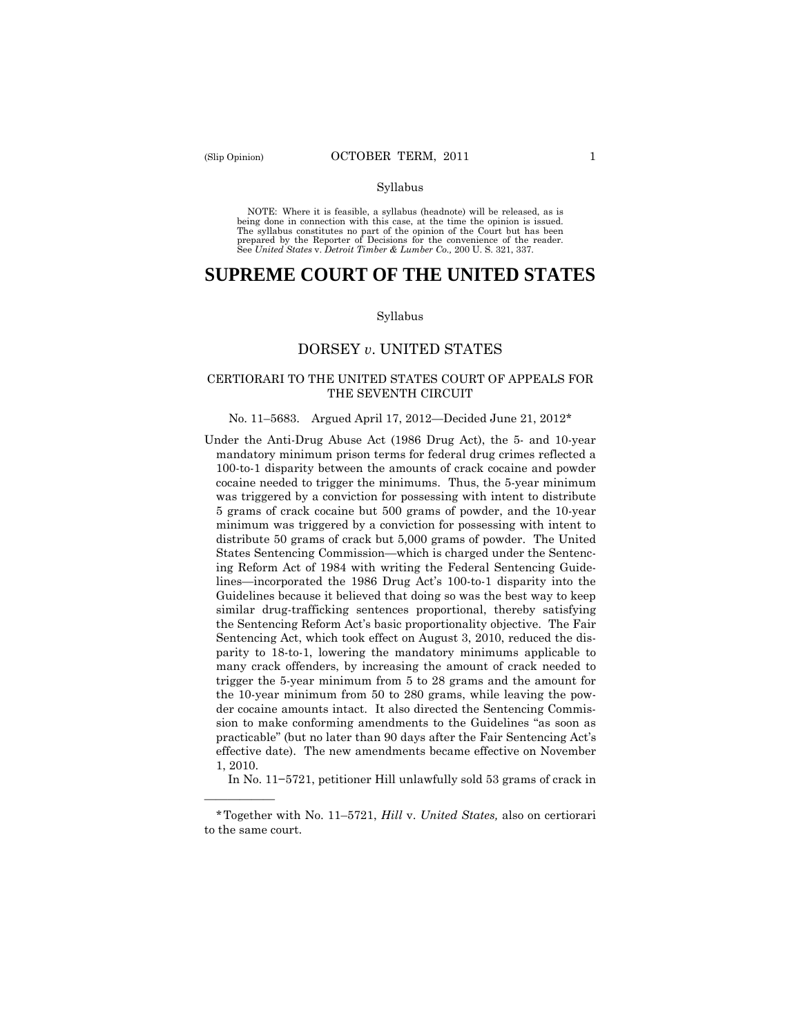Syllabus

NOTE: Where it is feasible, a syllabus (headnote) will be released, as is being done in connection with this case, at the time the opinion is issued. The syllabus constitutes no part of the opinion of the Court but has been prepared by the Reporter of Decisions for the convenience of the reader. See *United States* v. *Detroit Timber & Lumber Co.,* 200 U. S. 321, 337.

# SUPREME COURT OF THE UNITED STATES

Syllabus

## DORSEY *v.* UNITED STATES

### CERTIORARI TO THE UNITED STATES COURT OF APPEALS FOR THE SEVENTH CIRCUIT

No. 11–5683. Argued April 17, 2012—Decided June 21, 2012*

Under the Anti-Drug Abuse Act (1986 Drug Act), the 5- and 10-year mandatory minimum prison terms for federal drug crimes reflected a 100-to-1 disparity between the amounts of crack cocaine and powder cocaine needed to trigger the minimums. Thus, the 5-year minimum was triggered by a conviction for possessing with intent to distribute 5 grams of crack cocaine but 500 grams of powder, and the 10-year minimum was triggered by a conviction for possessing with intent to distribute 50 grams of crack but 5,000 grams of powder. The United States Sentencing Commission—which is charged under the Sentencing Reform Act of 1984 with writing the Federal Sentencing Guidelines—incorporated the 1986 Drug Act's 100-to-1 disparity into the Guidelines because it believed that doing so was the best way to keep similar drug-trafficking sentences proportional, thereby satisfying the Sentencing Reform Act's basic proportionality objective. The Fair Sentencing Act, which took effect on August 3, 2010, reduced the disparity to 18-to-1, lowering the mandatory minimums applicable to many crack offenders, by increasing the amount of crack needed to trigger the 5-year minimum from 5 to 28 grams and the amount for the 10-year minimum from 50 to 280 grams, while leaving the powder cocaine amounts intact. It also directed the Sentencing Commission to make conforming amendments to the Guidelines "as soon as practicable" (but no later than 90 days after the Fair Sentencing Act's effective date). The new amendments became effective on November 1, 2010.

In No. 11−5721, petitioner Hill unlawfully sold 53 grams of crack in

---

*Together with No. 11–5721, *Hill* v. *United States,* also on certiorari to the same court.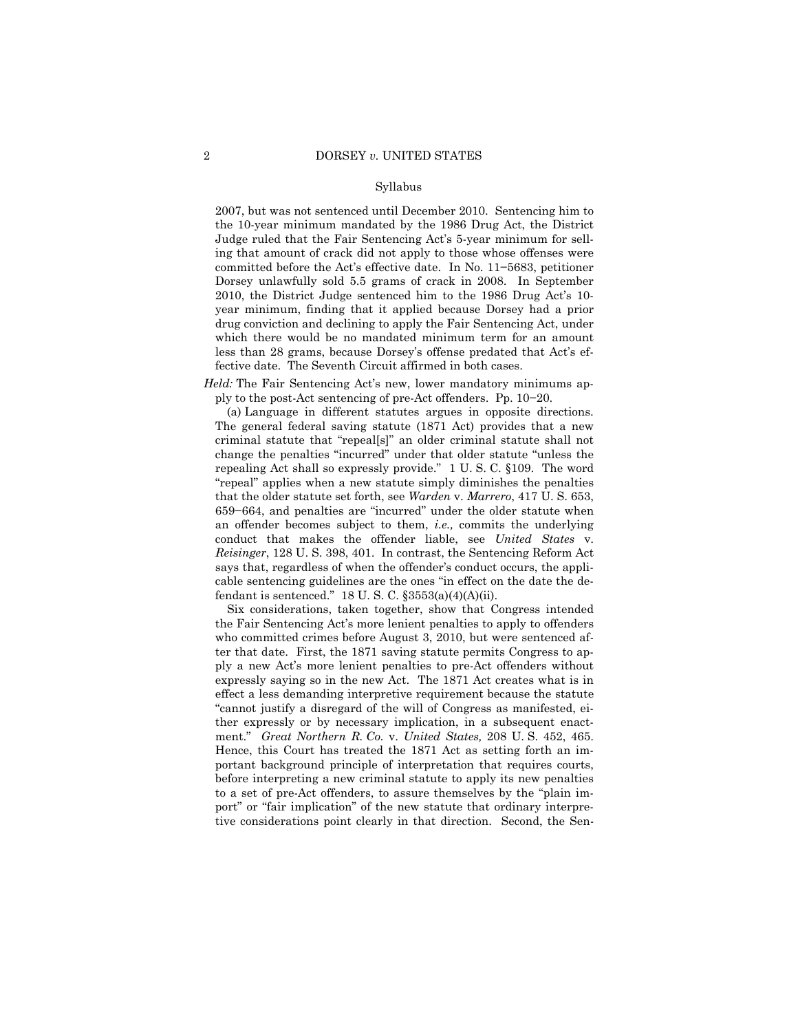Syllabus

2007, but was not sentenced until December 2010. Sentencing him to the 10-year minimum mandated by the 1986 Drug Act, the District Judge ruled that the Fair Sentencing Act's 5-year minimum for selling that amount of crack did not apply to those whose offenses were committed before the Act's effective date. In No. 11–5683, petitioner Dorsey unlawfully sold 5.5 grams of crack in 2008. In September 2010, the District Judge sentenced him to the 1986 Drug Act's 10-year minimum, finding that it applied because Dorsey had a prior drug conviction and declining to apply the Fair Sentencing Act, under which there would be no mandated minimum term for an amount less than 28 grams, because Dorsey's offense predated that Act's effective date. The Seventh Circuit affirmed in both cases.

*Held:* The Fair Sentencing Act's new, lower mandatory minimums apply to the post-Act sentencing of pre-Act offenders. Pp. 10–20.

(a) Language in different statutes argues in opposite directions. The general federal saving statute (1871 Act) provides that a new criminal statute that "repeal[s]" an older criminal statute shall not change the penalties "incurred" under that older statute "unless the repealing Act shall so expressly provide." 1 U. S. C. §109. The word "repeal" applies when a new statute simply diminishes the penalties that the older statute set forth, see *Warden* v. *Marrero*, 417 U. S. 653, 659–664, and penalties are "incurred" under the older statute when an offender becomes subject to them, *i.e.,* commits the underlying conduct that makes the offender liable, see *United States* v. *Reisinger*, 128 U. S. 398, 401. In contrast, the Sentencing Reform Act says that, regardless of when the offender's conduct occurs, the applicable sentencing guidelines are the ones "in effect on the date the defendant is sentenced." 18 U. S. C. §3553(a)(4)(A)(ii).

Six considerations, taken together, show that Congress intended the Fair Sentencing Act's more lenient penalties to apply to offenders who committed crimes before August 3, 2010, but were sentenced after that date. First, the 1871 saving statute permits Congress to apply a new Act's more lenient penalties to pre-Act offenders without expressly saying so in the new Act. The 1871 Act creates what is in effect a less demanding interpretive requirement because the statute "cannot justify a disregard of the will of Congress as manifested, either expressly or by necessary implication, in a subsequent enactment." *Great Northern R. Co.* v. *United States,* 208 U. S. 452, 465. Hence, this Court has treated the 1871 Act as setting forth an important background principle of interpretation that requires courts, before interpreting a new criminal statute to apply its new penalties to a set of pre-Act offenders, to assure themselves by the "plain import" or "fair implication" of the new statute that ordinary interpretive considerations point clearly in that direction. Second, the Sen-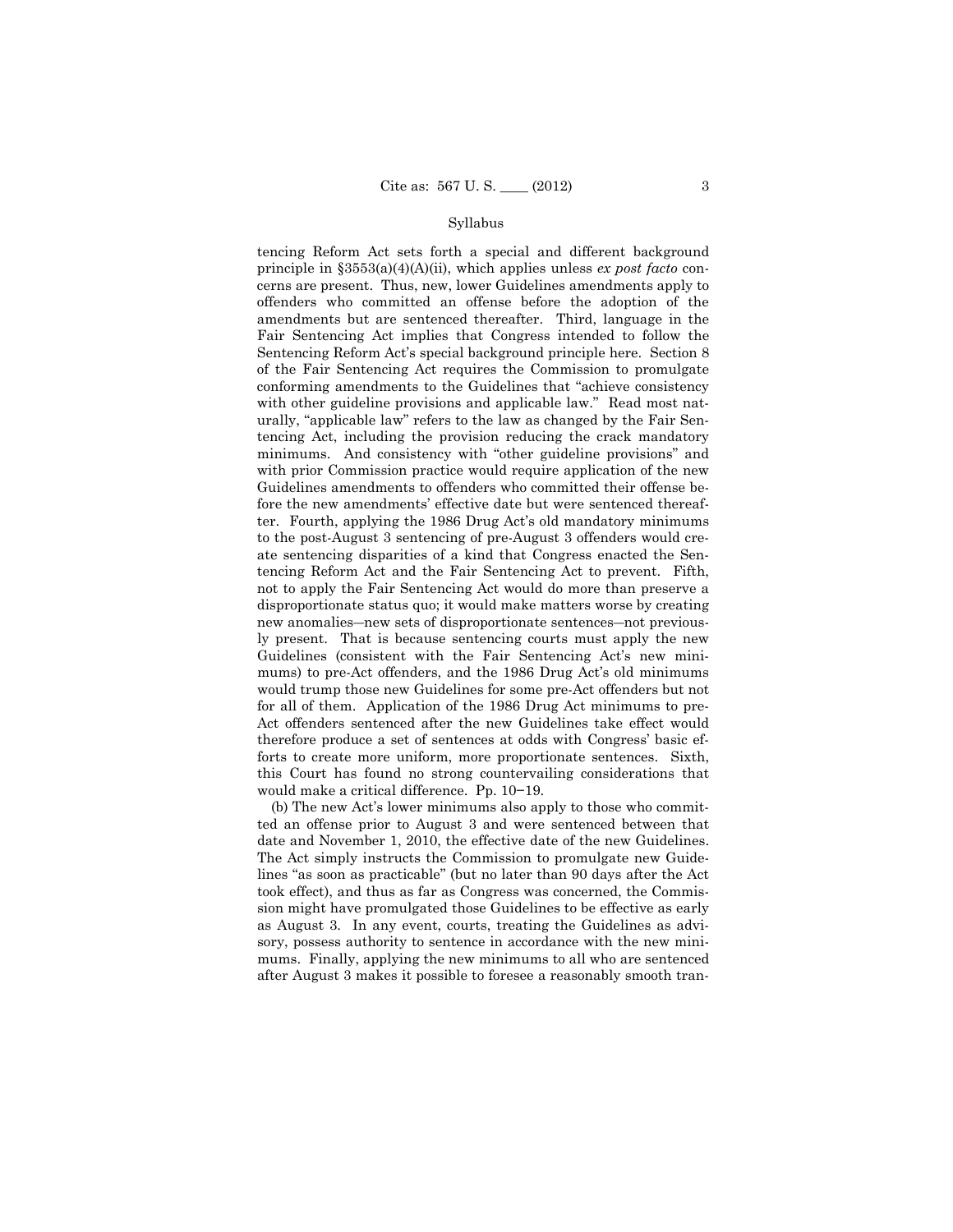Syllabus

tencing Reform Act sets forth a special and different background principle in §3553(a)(4)(A)(ii), which applies unless *ex post facto* concerns are present. Thus, new, lower Guidelines amendments apply to offenders who committed an offense before the adoption of the amendments but are sentenced thereafter. Third, language in the Fair Sentencing Act implies that Congress intended to follow the Sentencing Reform Act's special background principle here. Section 8 of the Fair Sentencing Act requires the Commission to promulgate conforming amendments to the Guidelines that "achieve consistency with other guideline provisions and applicable law." Read most naturally, "applicable law" refers to the law as changed by the Fair Sentencing Act, including the provision reducing the crack mandatory minimums. And consistency with "other guideline provisions" and with prior Commission practice would require application of the new Guidelines amendments to offenders who committed their offense before the new amendments' effective date but were sentenced thereafter. Fourth, applying the 1986 Drug Act's old mandatory minimums to the post-August 3 sentencing of pre-August 3 offenders would create sentencing disparities of a kind that Congress enacted the Sentencing Reform Act and the Fair Sentencing Act to prevent. Fifth, not to apply the Fair Sentencing Act would do more than preserve a disproportionate status quo; it would make matters worse by creating new anomalies—new sets of disproportionate sentences—not previously present. That is because sentencing courts must apply the new Guidelines (consistent with the Fair Sentencing Act's new minimums) to pre-Act offenders, and the 1986 Drug Act's old minimums would trump those new Guidelines for some pre-Act offenders but not for all of them. Application of the 1986 Drug Act minimums to pre-Act offenders sentenced after the new Guidelines take effect would therefore produce a set of sentences at odds with Congress' basic efforts to create more uniform, more proportionate sentences. Sixth, this Court has found no strong countervailing considerations that would make a critical difference. Pp. 10−19.

(b) The new Act's lower minimums also apply to those who committed an offense prior to August 3 and were sentenced between that date and November 1, 2010, the effective date of the new Guidelines. The Act simply instructs the Commission to promulgate new Guidelines "as soon as practicable" (but no later than 90 days after the Act took effect), and thus as far as Congress was concerned, the Commission might have promulgated those Guidelines to be effective as early as August 3. In any event, courts, treating the Guidelines as advisory, possess authority to sentence in accordance with the new minimums. Finally, applying the new minimums to all who are sentenced after August 3 makes it possible to foresee a reasonably smooth tran-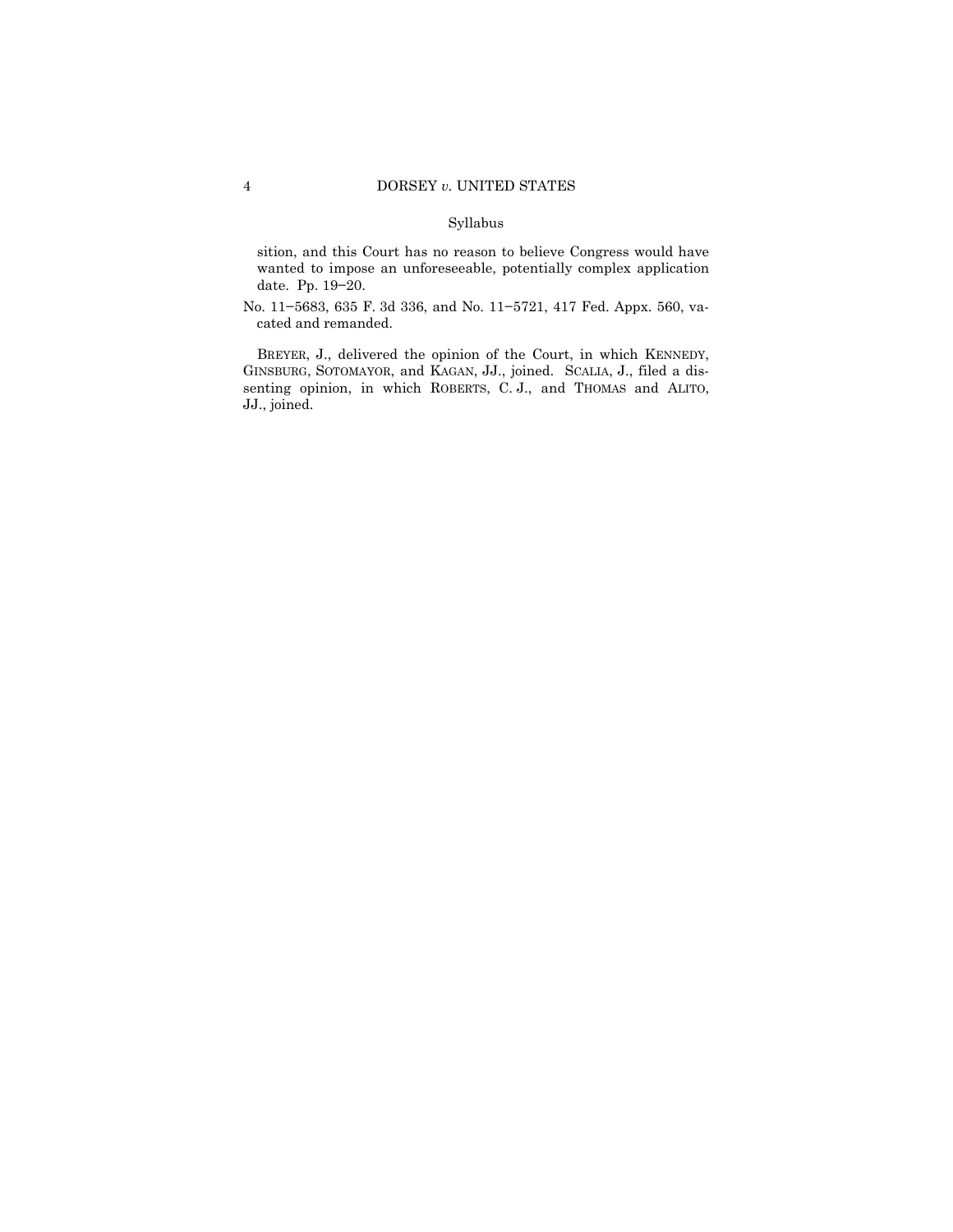sition, and this Court has no reason to believe Congress would have wanted to impose an unforeseeable, potentially complex application date. Pp. 19–20.

No. 11–5683, 635 F. 3d 336, and No. 11–5721, 417 Fed. Appx. 560, vacated and remanded.

BREYER, J., delivered the opinion of the Court, in which KENNEDY, GINSBURG, SOTOMAYOR, and KAGAN, JJ., joined. SCALIA, J., filed a dissenting opinion, in which ROBERTS, C. J., and THOMAS and ALITO, JJ., joined.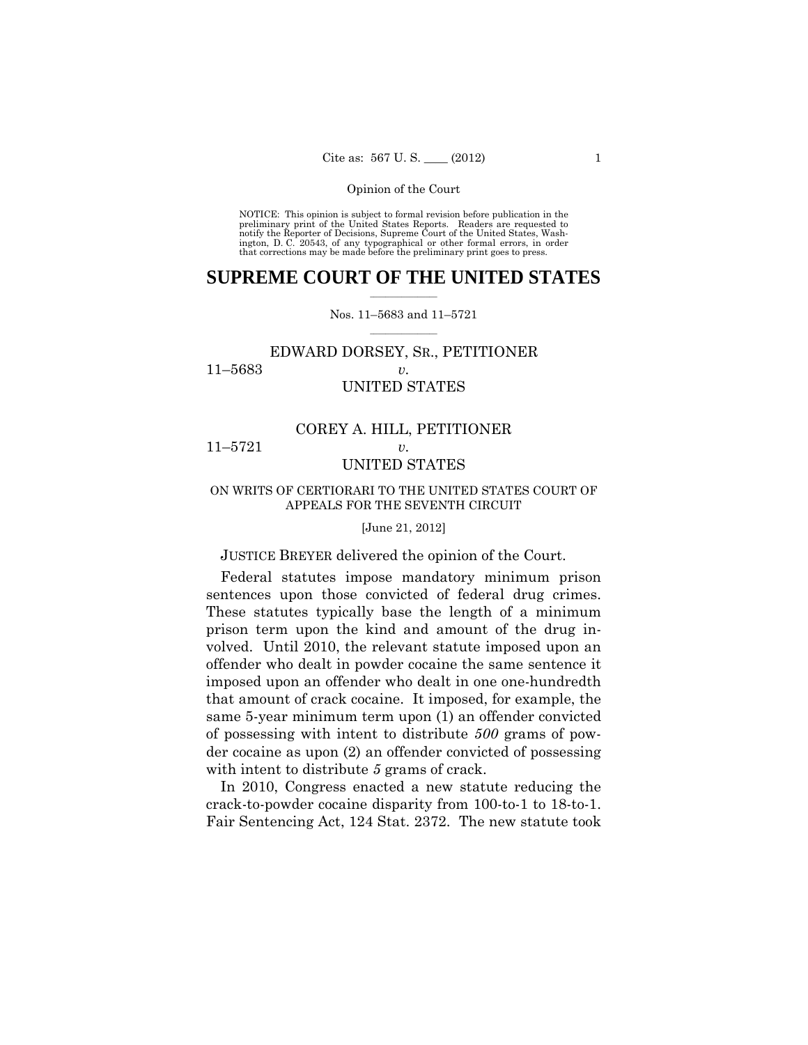Opinion of the Court

NOTICE: This opinion is subject to formal revision before publication in the preliminary print of the United States Reports. Readers are requested to notify the Reporter of Decisions, Supreme Court of the United States, Washington, D. C. 20543, of any typographical or other formal errors, in order that corrections may be made before the preliminary print goes to press.

# SUPREME COURT OF THE UNITED STATES

Nos. 11–5683 and 11–5721

EDWARD DORSEY, SR., PETITIONER
11–5683 *v.*
UNITED STATES

COREY A. HILL, PETITIONER
11–5721 *v.*
UNITED STATES

ON WRITS OF CERTIORARI TO THE UNITED STATES COURT OF APPEALS FOR THE SEVENTH CIRCUIT

[June 21, 2012]

JUSTICE BREYER delivered the opinion of the Court.

Federal statutes impose mandatory minimum prison sentences upon those convicted of federal drug crimes. These statutes typically base the length of a minimum prison term upon the kind and amount of the drug involved. Until 2010, the relevant statute imposed upon an offender who dealt in powder cocaine the same sentence it imposed upon an offender who dealt in one one-hundredth that amount of crack cocaine. It imposed, for example, the same 5-year minimum term upon (1) an offender convicted of possessing with intent to distribute *500* grams of powder cocaine as upon (2) an offender convicted of possessing with intent to distribute *5* grams of crack.

In 2010, Congress enacted a new statute reducing the crack-to-powder cocaine disparity from 100-to-1 to 18-to-1. Fair Sentencing Act, 124 Stat. 2372. The new statute took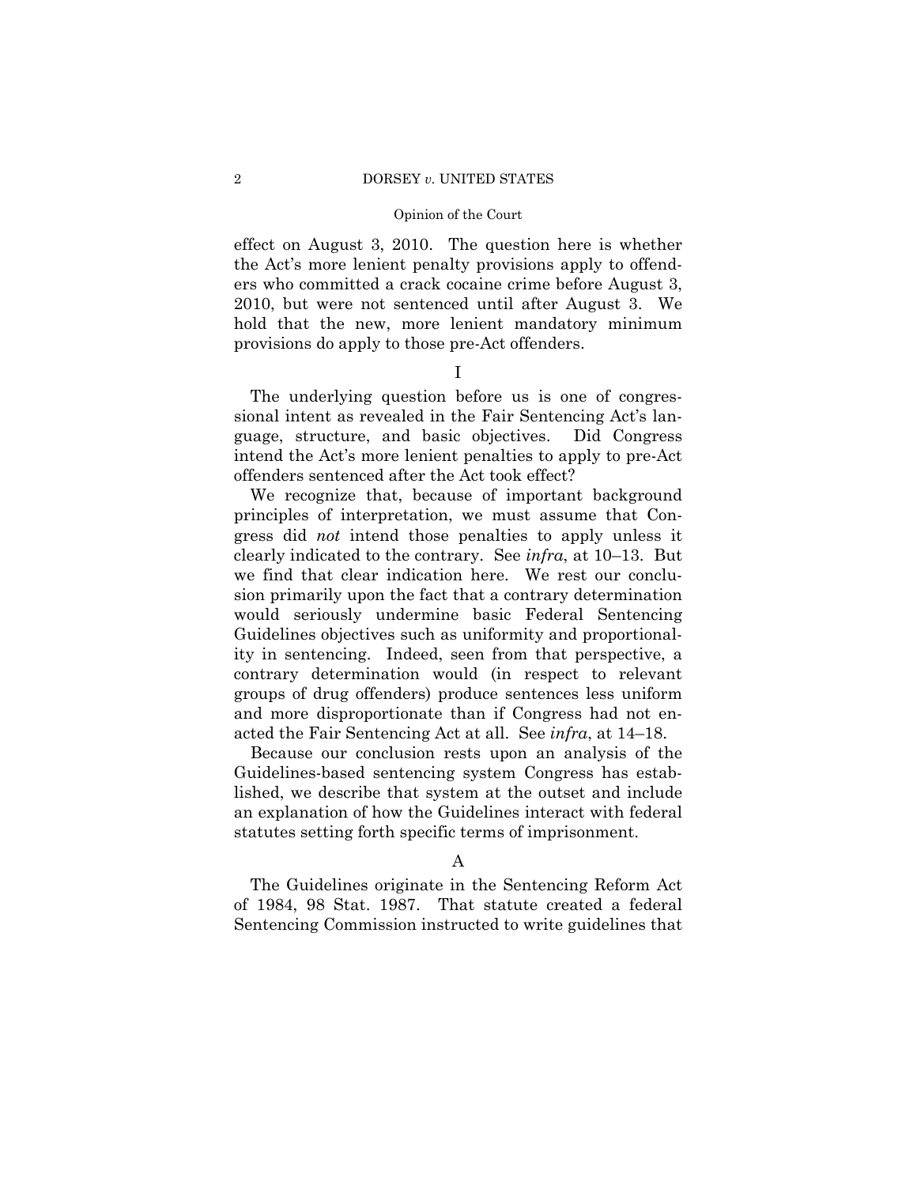effect on August 3, 2010. The question here is whether the Act's more lenient penalty provisions apply to offenders who committed a crack cocaine crime before August 3, 2010, but were not sentenced until after August 3. We hold that the new, more lenient mandatory minimum provisions do apply to those pre-Act offenders.

# I

The underlying question before us is one of congressional intent as revealed in the Fair Sentencing Act's language, structure, and basic objectives. Did Congress intend the Act's more lenient penalties to apply to pre-Act offenders sentenced after the Act took effect?

We recognize that, because of important background principles of interpretation, we must assume that Congress did *not* intend those penalties to apply unless it clearly indicated to the contrary. See *infra*, at 10–13. But we find that clear indication here. We rest our conclusion primarily upon the fact that a contrary determination would seriously undermine basic Federal Sentencing Guidelines objectives such as uniformity and proportionality in sentencing. Indeed, seen from that perspective, a contrary determination would (in respect to relevant groups of drug offenders) produce sentences less uniform and more disproportionate than if Congress had not enacted the Fair Sentencing Act at all. See *infra*, at 14–18.

Because our conclusion rests upon an analysis of the Guidelines-based sentencing system Congress has established, we describe that system at the outset and include an explanation of how the Guidelines interact with federal statutes setting forth specific terms of imprisonment.

## A

The Guidelines originate in the Sentencing Reform Act of 1984, 98 Stat. 1987. That statute created a federal Sentencing Commission instructed to write guidelines that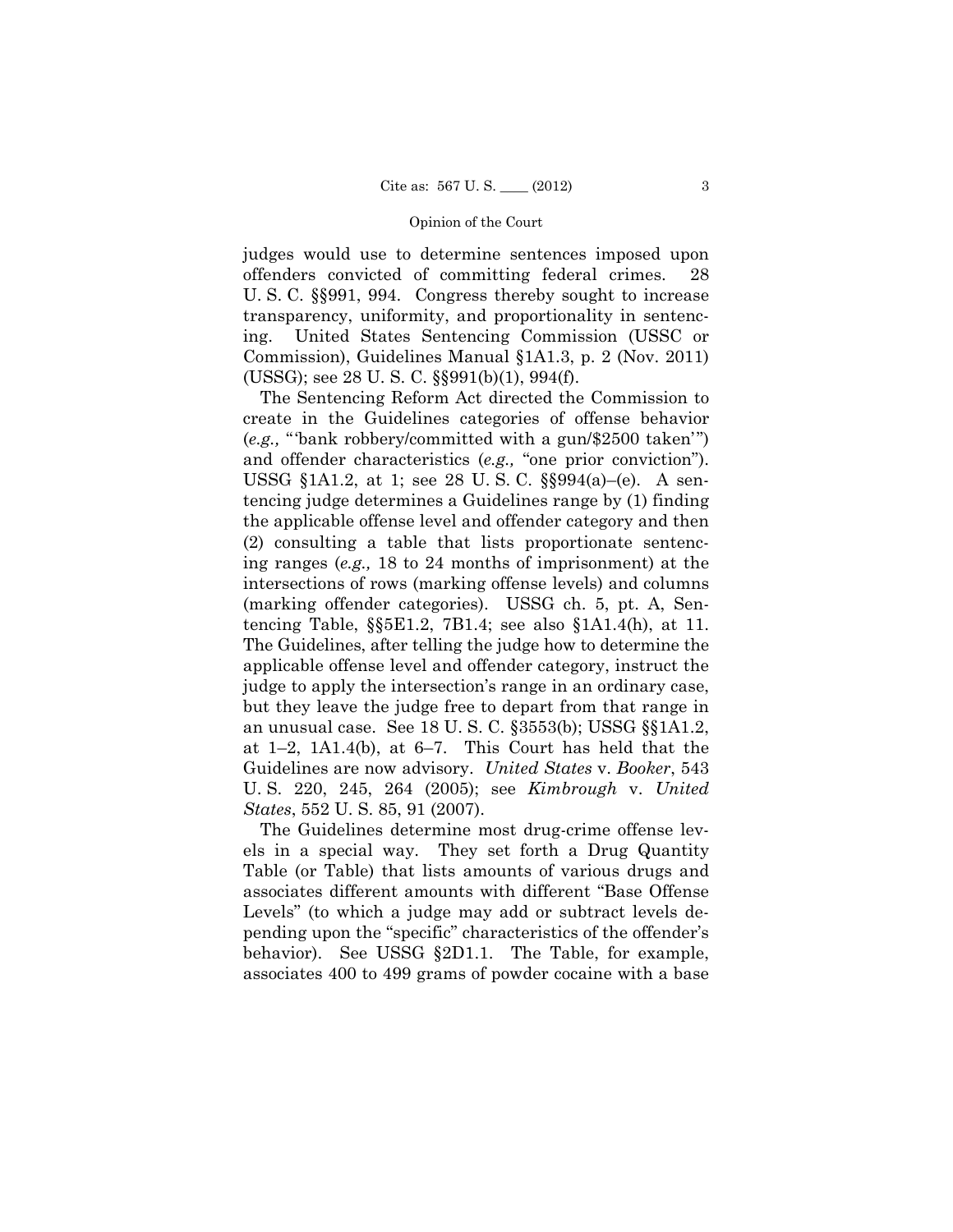judges would use to determine sentences imposed upon offenders convicted of committing federal crimes. 28 U. S. C. §§991, 994. Congress thereby sought to increase transparency, uniformity, and proportionality in sentencing. United States Sentencing Commission (USSC or Commission), Guidelines Manual §1A1.3, p. 2 (Nov. 2011) (USSG); see 28 U. S. C. §§991(b)(1), 994(f).

The Sentencing Reform Act directed the Commission to create in the Guidelines categories of offense behavior (*e.g.,* "'bank robbery/committed with a gun/$2500 taken'") and offender characteristics (*e.g.,* "one prior conviction"). USSG §1A1.2, at 1; see 28 U. S. C. §§994(a)–(e). A sentencing judge determines a Guidelines range by (1) finding the applicable offense level and offender category and then (2) consulting a table that lists proportionate sentencing ranges (*e.g.,* 18 to 24 months of imprisonment) at the intersections of rows (marking offense levels) and columns (marking offender categories). USSG ch. 5, pt. A, Sentencing Table, §§5E1.2, 7B1.4; see also §1A1.4(h), at 11. The Guidelines, after telling the judge how to determine the applicable offense level and offender category, instruct the judge to apply the intersection's range in an ordinary case, but they leave the judge free to depart from that range in an unusual case. See 18 U. S. C. §3553(b); USSG §§1A1.2, at 1–2, 1A1.4(b), at 6–7. This Court has held that the Guidelines are now advisory. *United States* v. *Booker*, 543 U. S. 220, 245, 264 (2005); see *Kimbrough* v. *United States*, 552 U. S. 85, 91 (2007).

The Guidelines determine most drug-crime offense levels in a special way. They set forth a Drug Quantity Table (or Table) that lists amounts of various drugs and associates different amounts with different "Base Offense Levels" (to which a judge may add or subtract levels depending upon the "specific" characteristics of the offender's behavior). See USSG §2D1.1. The Table, for example, associates 400 to 499 grams of powder cocaine with a base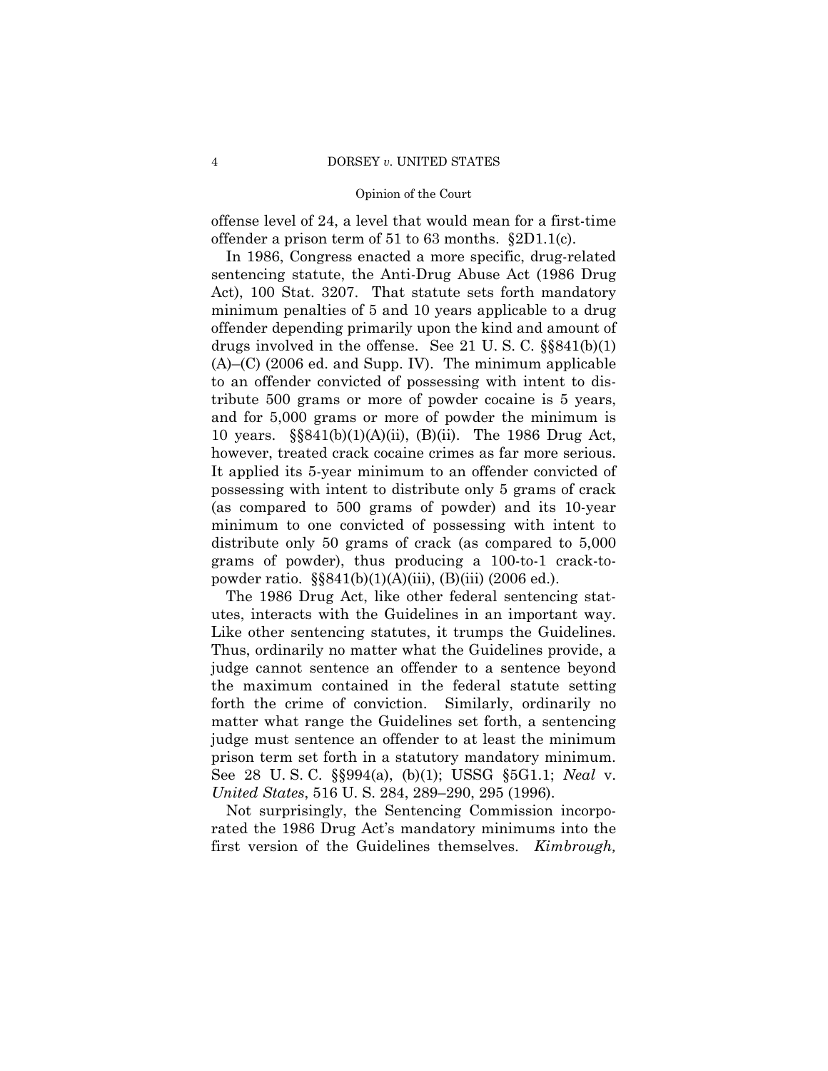offense level of 24, a level that would mean for a first-time offender a prison term of 51 to 63 months. §2D1.1(c).

In 1986, Congress enacted a more specific, drug-related sentencing statute, the Anti-Drug Abuse Act (1986 Drug Act), 100 Stat. 3207. That statute sets forth mandatory minimum penalties of 5 and 10 years applicable to a drug offender depending primarily upon the kind and amount of drugs involved in the offense. See 21 U. S. C. §§841(b)(1)(A)–(C) (2006 ed. and Supp. IV). The minimum applicable to an offender convicted of possessing with intent to distribute 500 grams or more of powder cocaine is 5 years, and for 5,000 grams or more of powder the minimum is 10 years. §§841(b)(1)(A)(ii), (B)(ii). The 1986 Drug Act, however, treated crack cocaine crimes as far more serious. It applied its 5-year minimum to an offender convicted of possessing with intent to distribute only 5 grams of crack (as compared to 500 grams of powder) and its 10-year minimum to one convicted of possessing with intent to distribute only 50 grams of crack (as compared to 5,000 grams of powder), thus producing a 100-to-1 crack-to-powder ratio. §§841(b)(1)(A)(iii), (B)(iii) (2006 ed.).

The 1986 Drug Act, like other federal sentencing statutes, interacts with the Guidelines in an important way. Like other sentencing statutes, it trumps the Guidelines. Thus, ordinarily no matter what the Guidelines provide, a judge cannot sentence an offender to a sentence beyond the maximum contained in the federal statute setting forth the crime of conviction. Similarly, ordinarily no matter what range the Guidelines set forth, a sentencing judge must sentence an offender to at least the minimum prison term set forth in a statutory mandatory minimum. See 28 U. S. C. §§994(a), (b)(1); USSG §5G1.1; *Neal* v. *United States*, 516 U. S. 284, 289–290, 295 (1996).

Not surprisingly, the Sentencing Commission incorporated the 1986 Drug Act's mandatory minimums into the first version of the Guidelines themselves. *Kimbrough,*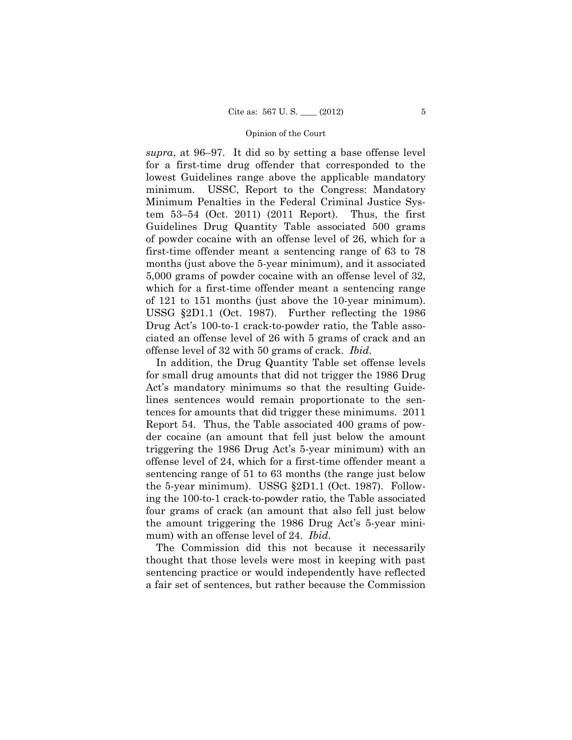*supra*, at 96–97. It did so by setting a base offense level for a first-time drug offender that corresponded to the lowest Guidelines range above the applicable mandatory minimum. USSC, Report to the Congress: Mandatory Minimum Penalties in the Federal Criminal Justice System 53–54 (Oct. 2011) (2011 Report). Thus, the first Guidelines Drug Quantity Table associated 500 grams of powder cocaine with an offense level of 26, which for a first-time offender meant a sentencing range of 63 to 78 months (just above the 5-year minimum), and it associated 5,000 grams of powder cocaine with an offense level of 32, which for a first-time offender meant a sentencing range of 121 to 151 months (just above the 10-year minimum). USSG §2D1.1 (Oct. 1987). Further reflecting the 1986 Drug Act's 100-to-1 crack-to-powder ratio, the Table associated an offense level of 26 with 5 grams of crack and an offense level of 32 with 50 grams of crack. *Ibid.*

In addition, the Drug Quantity Table set offense levels for small drug amounts that did not trigger the 1986 Drug Act's mandatory minimums so that the resulting Guidelines sentences would remain proportionate to the sentences for amounts that did trigger these minimums. 2011 Report 54. Thus, the Table associated 400 grams of powder cocaine (an amount that fell just below the amount triggering the 1986 Drug Act's 5-year minimum) with an offense level of 24, which for a first-time offender meant a sentencing range of 51 to 63 months (the range just below the 5-year minimum). USSG §2D1.1 (Oct. 1987). Following the 100-to-1 crack-to-powder ratio, the Table associated four grams of crack (an amount that also fell just below the amount triggering the 1986 Drug Act's 5-year minimum) with an offense level of 24. *Ibid.*

The Commission did this not because it necessarily thought that those levels were most in keeping with past sentencing practice or would independently have reflected a fair set of sentences, but rather because the Commission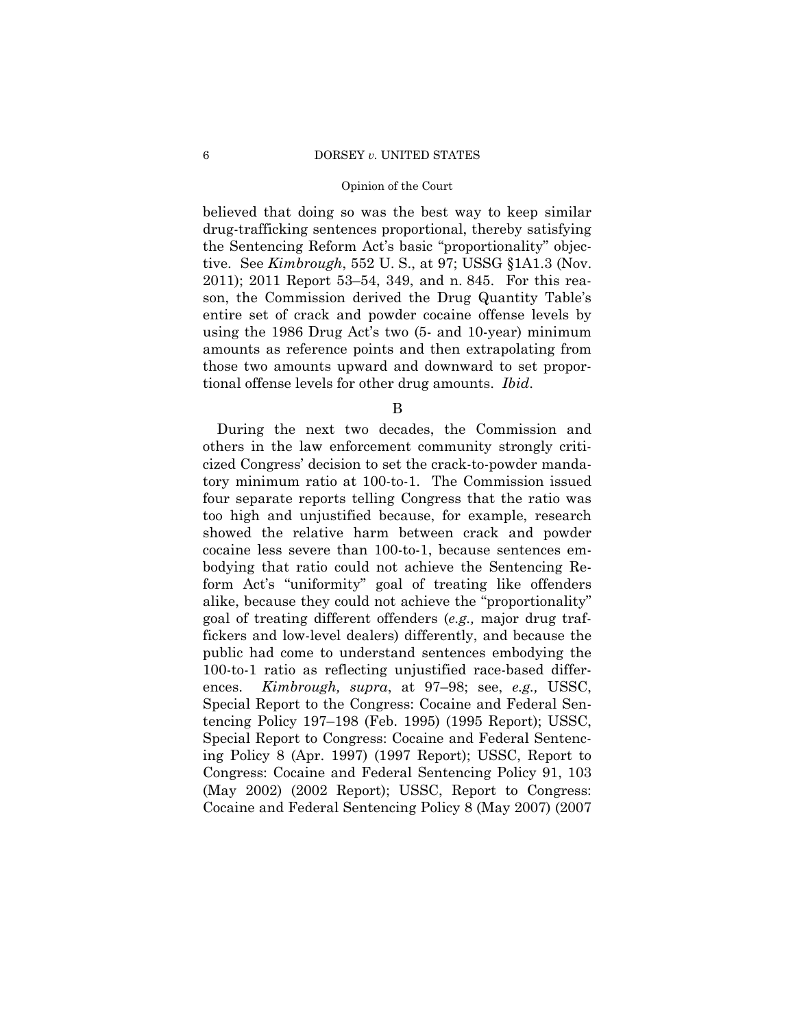believed that doing so was the best way to keep similar drug-trafficking sentences proportional, thereby satisfying the Sentencing Reform Act's basic "proportionality" objective. See *Kimbrough*, 552 U. S., at 97; USSG §1A1.3 (Nov. 2011); 2011 Report 53–54, 349, and n. 845. For this reason, the Commission derived the Drug Quantity Table's entire set of crack and powder cocaine offense levels by using the 1986 Drug Act's two (5- and 10-year) minimum amounts as reference points and then extrapolating from those two amounts upward and downward to set proportional offense levels for other drug amounts. *Ibid.*

B

During the next two decades, the Commission and others in the law enforcement community strongly criticized Congress' decision to set the crack-to-powder mandatory minimum ratio at 100-to-1. The Commission issued four separate reports telling Congress that the ratio was too high and unjustified because, for example, research showed the relative harm between crack and powder cocaine less severe than 100-to-1, because sentences embodying that ratio could not achieve the Sentencing Reform Act's "uniformity" goal of treating like offenders alike, because they could not achieve the "proportionality" goal of treating different offenders (*e.g.,* major drug traffickers and low-level dealers) differently, and because the public had come to understand sentences embodying the 100-to-1 ratio as reflecting unjustified race-based differences. *Kimbrough, supra*, at 97–98; see, *e.g.,* USSC, Special Report to the Congress: Cocaine and Federal Sentencing Policy 197–198 (Feb. 1995) (1995 Report); USSC, Special Report to Congress: Cocaine and Federal Sentencing Policy 8 (Apr. 1997) (1997 Report); USSC, Report to Congress: Cocaine and Federal Sentencing Policy 91, 103 (May 2002) (2002 Report); USSC, Report to Congress: Cocaine and Federal Sentencing Policy 8 (May 2007) (2007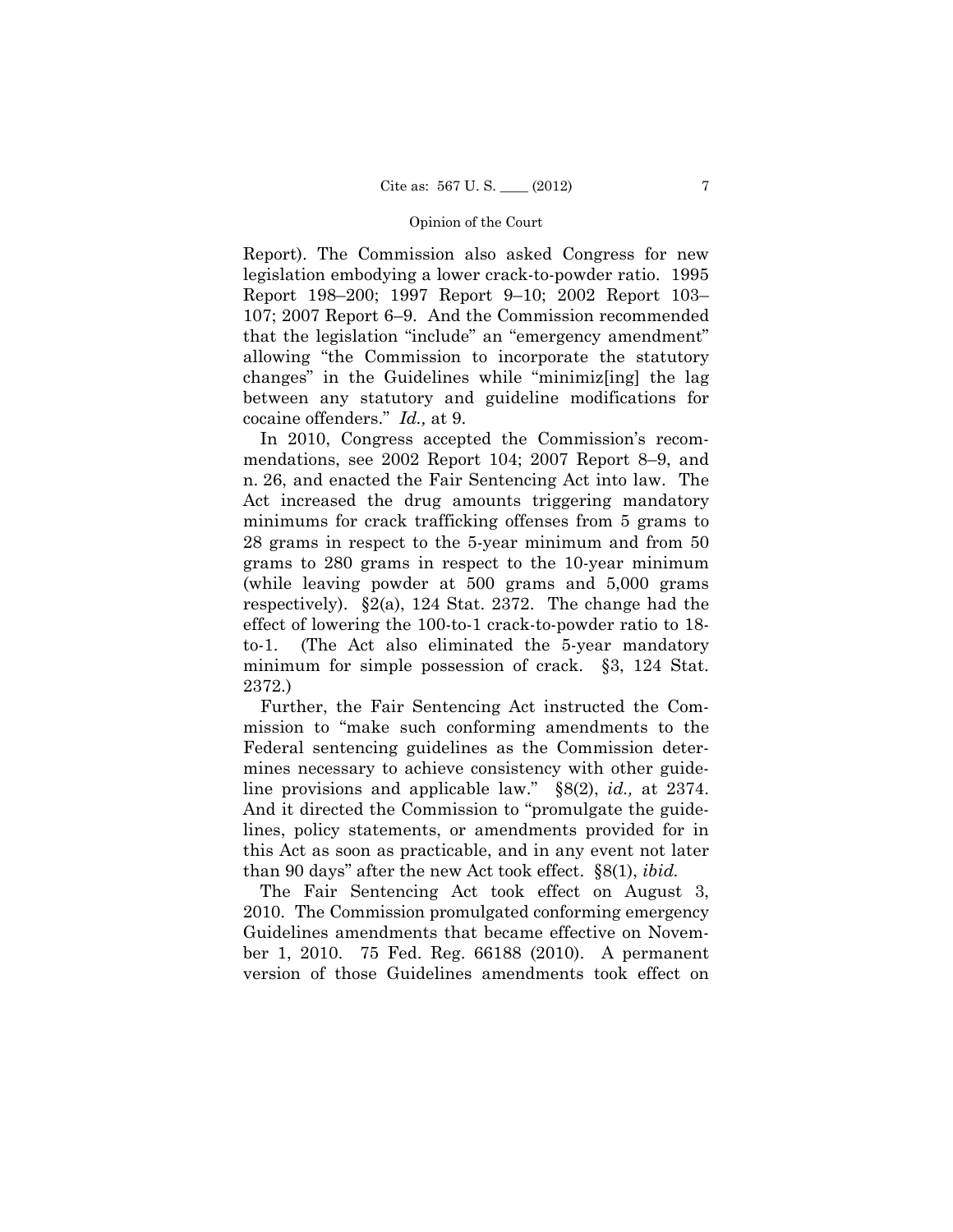Report). The Commission also asked Congress for new legislation embodying a lower crack-to-powder ratio. 1995 Report 198–200; 1997 Report 9–10; 2002 Report 103–107; 2007 Report 6–9. And the Commission recommended that the legislation "include" an "emergency amendment" allowing "the Commission to incorporate the statutory changes" in the Guidelines while "minimiz[ing] the lag between any statutory and guideline modifications for cocaine offenders." *Id.,* at 9.

In 2010, Congress accepted the Commission's recommendations, see 2002 Report 104; 2007 Report 8–9, and n. 26, and enacted the Fair Sentencing Act into law. The Act increased the drug amounts triggering mandatory minimums for crack trafficking offenses from 5 grams to 28 grams in respect to the 5-year minimum and from 50 grams to 280 grams in respect to the 10-year minimum (while leaving powder at 500 grams and 5,000 grams respectively). §2(a), 124 Stat. 2372. The change had the effect of lowering the 100-to-1 crack-to-powder ratio to 18-to-1. (The Act also eliminated the 5-year mandatory minimum for simple possession of crack. §3, 124 Stat. 2372.)

Further, the Fair Sentencing Act instructed the Commission to "make such conforming amendments to the Federal sentencing guidelines as the Commission determines necessary to achieve consistency with other guideline provisions and applicable law." §8(2), *id.,* at 2374. And it directed the Commission to "promulgate the guidelines, policy statements, or amendments provided for in this Act as soon as practicable, and in any event not later than 90 days" after the new Act took effect. §8(1), *ibid.*

The Fair Sentencing Act took effect on August 3, 2010. The Commission promulgated conforming emergency Guidelines amendments that became effective on November 1, 2010. 75 Fed. Reg. 66188 (2010). A permanent version of those Guidelines amendments took effect on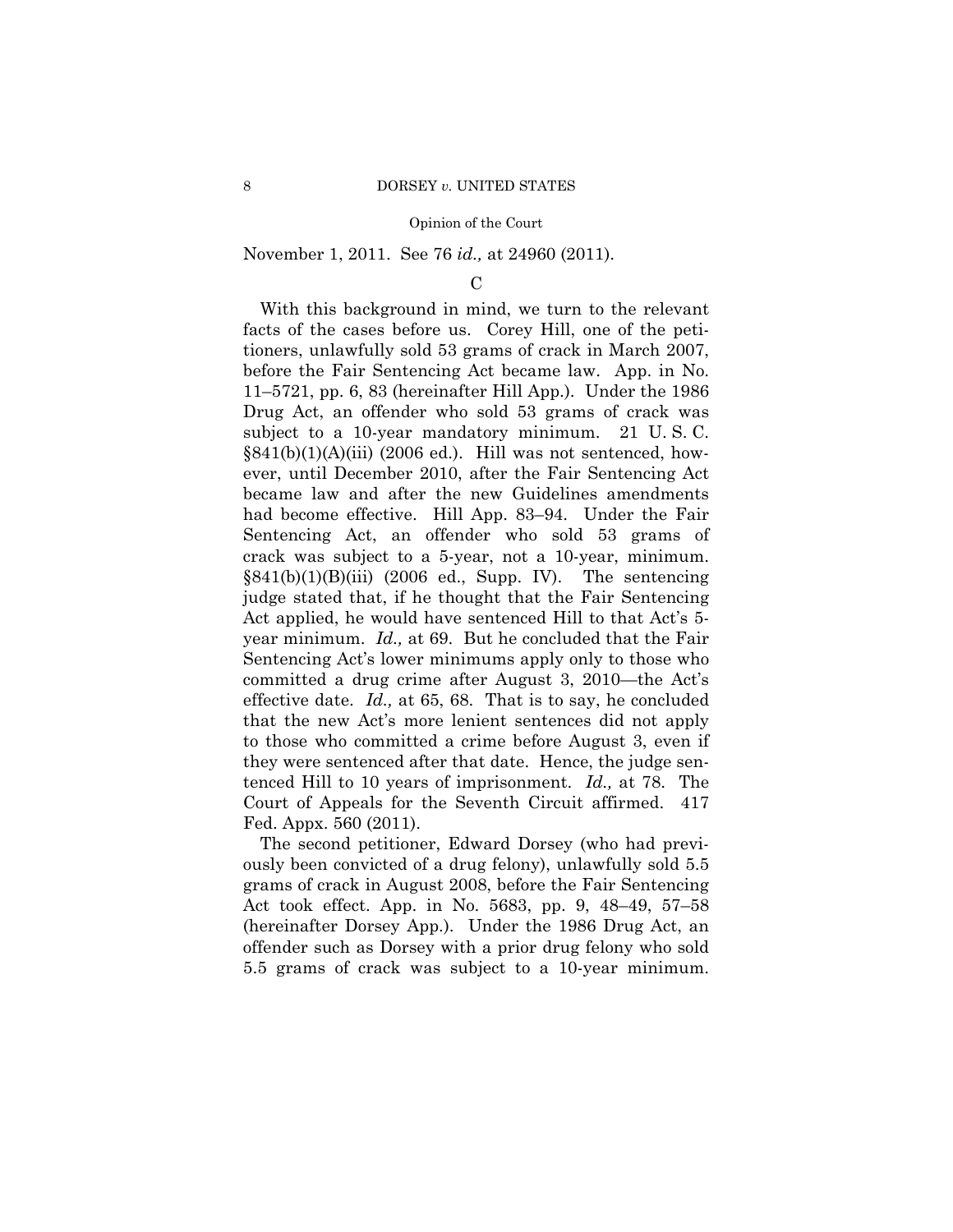November 1, 2011. See 76 *id.,* at 24960 (2011).

C

With this background in mind, we turn to the relevant facts of the cases before us. Corey Hill, one of the petitioners, unlawfully sold 53 grams of crack in March 2007, before the Fair Sentencing Act became law. App. in No. 11–5721, pp. 6, 83 (hereinafter Hill App.). Under the 1986 Drug Act, an offender who sold 53 grams of crack was subject to a 10-year mandatory minimum. 21 U. S. C. §841(b)(1)(A)(iii) (2006 ed.). Hill was not sentenced, however, until December 2010, after the Fair Sentencing Act became law and after the new Guidelines amendments had become effective. Hill App. 83–94. Under the Fair Sentencing Act, an offender who sold 53 grams of crack was subject to a 5-year, not a 10-year, minimum. §841(b)(1)(B)(iii) (2006 ed., Supp. IV). The sentencing judge stated that, if he thought that the Fair Sentencing Act applied, he would have sentenced Hill to that Act's 5-year minimum. *Id.,* at 69. But he concluded that the Fair Sentencing Act's lower minimums apply only to those who committed a drug crime after August 3, 2010—the Act's effective date. *Id.,* at 65, 68. That is to say, he concluded that the new Act's more lenient sentences did not apply to those who committed a crime before August 3, even if they were sentenced after that date. Hence, the judge sentenced Hill to 10 years of imprisonment. *Id.,* at 78. The Court of Appeals for the Seventh Circuit affirmed. 417 Fed. Appx. 560 (2011).

The second petitioner, Edward Dorsey (who had previously been convicted of a drug felony), unlawfully sold 5.5 grams of crack in August 2008, before the Fair Sentencing Act took effect. App. in No. 5683, pp. 9, 48–49, 57–58 (hereinafter Dorsey App.). Under the 1986 Drug Act, an offender such as Dorsey with a prior drug felony who sold 5.5 grams of crack was subject to a 10-year minimum.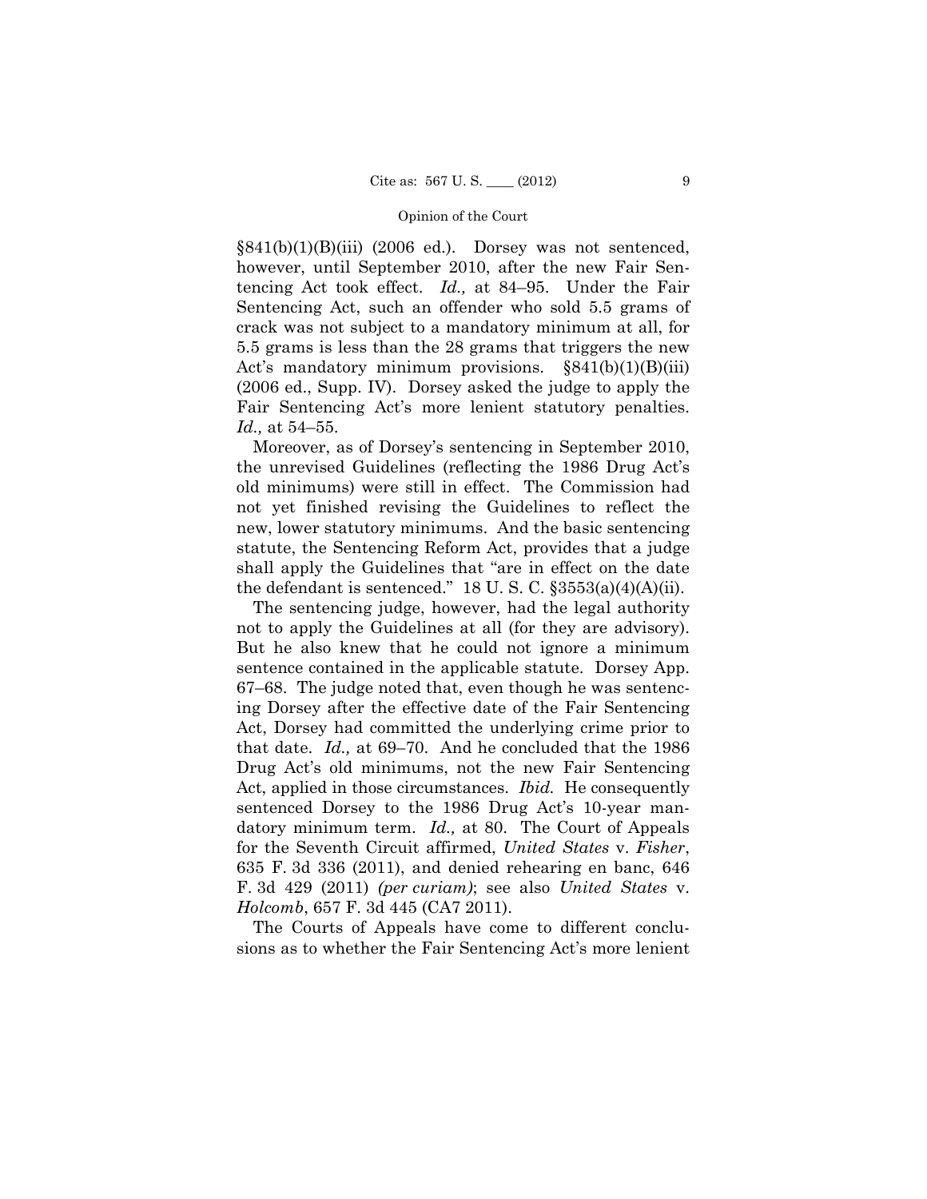§841(b)(1)(B)(iii) (2006 ed.). Dorsey was not sentenced, however, until September 2010, after the new Fair Sentencing Act took effect. *Id.,* at 84–95. Under the Fair Sentencing Act, such an offender who sold 5.5 grams of crack was not subject to a mandatory minimum at all, for 5.5 grams is less than the 28 grams that triggers the new Act's mandatory minimum provisions. §841(b)(1)(B)(iii) (2006 ed., Supp. IV). Dorsey asked the judge to apply the Fair Sentencing Act's more lenient statutory penalties. *Id.,* at 54–55.

Moreover, as of Dorsey's sentencing in September 2010, the unrevised Guidelines (reflecting the 1986 Drug Act's old minimums) were still in effect. The Commission had not yet finished revising the Guidelines to reflect the new, lower statutory minimums. And the basic sentencing statute, the Sentencing Reform Act, provides that a judge shall apply the Guidelines that "are in effect on the date the defendant is sentenced." 18 U. S. C. §3553(a)(4)(A)(ii).

The sentencing judge, however, had the legal authority not to apply the Guidelines at all (for they are advisory). But he also knew that he could not ignore a minimum sentence contained in the applicable statute. Dorsey App. 67–68. The judge noted that, even though he was sentencing Dorsey after the effective date of the Fair Sentencing Act, Dorsey had committed the underlying crime prior to that date. *Id.,* at 69–70. And he concluded that the 1986 Drug Act's old minimums, not the new Fair Sentencing Act, applied in those circumstances. *Ibid.* He consequently sentenced Dorsey to the 1986 Drug Act's 10-year mandatory minimum term. *Id.,* at 80. The Court of Appeals for the Seventh Circuit affirmed, *United States* v. *Fisher*, 635 F. 3d 336 (2011), and denied rehearing en banc, 646 F. 3d 429 (2011) *(per curiam)*; see also *United States* v. *Holcomb*, 657 F. 3d 445 (CA7 2011).

The Courts of Appeals have come to different conclusions as to whether the Fair Sentencing Act's more lenient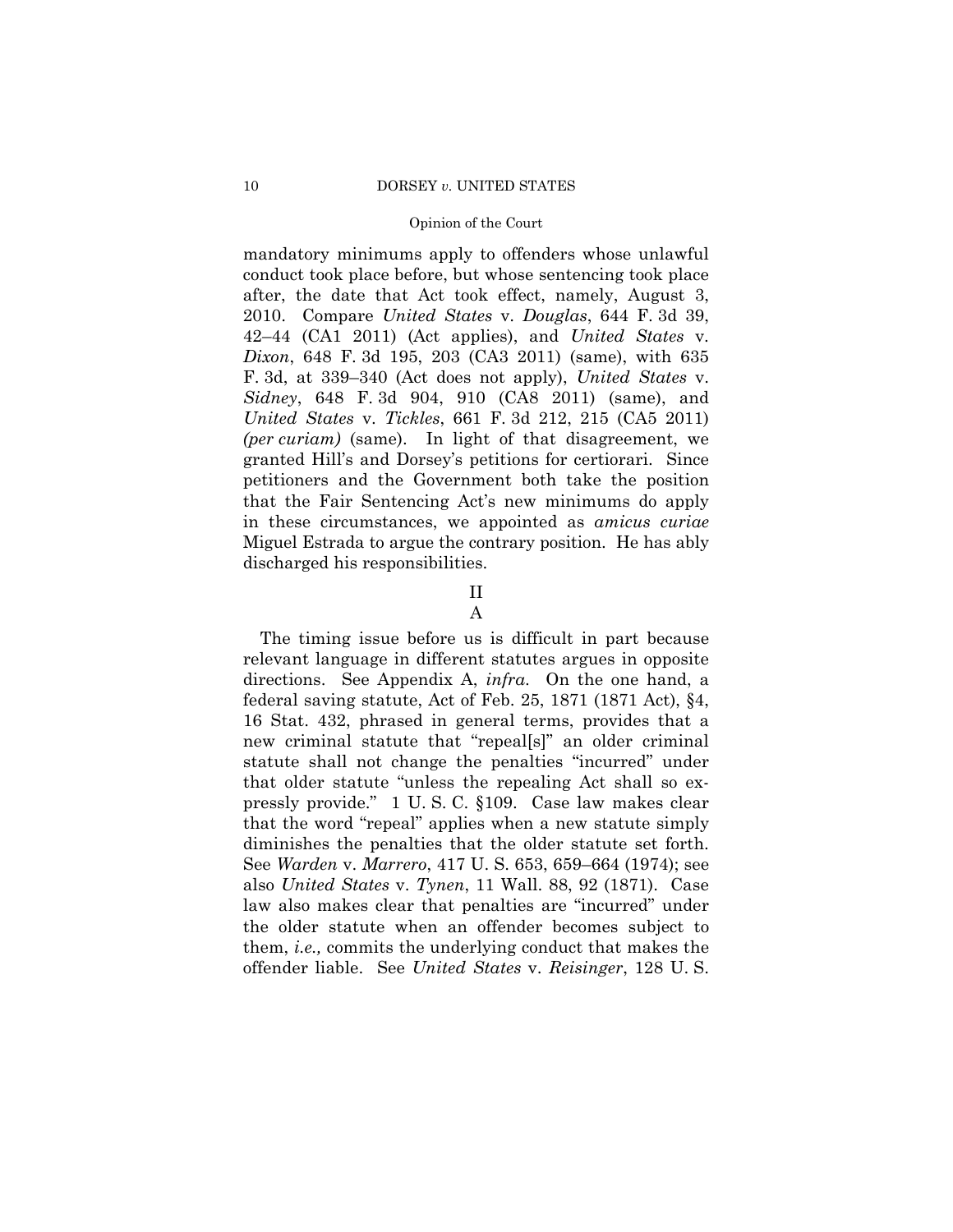mandatory minimums apply to offenders whose unlawful conduct took place before, but whose sentencing took place after, the date that Act took effect, namely, August 3, 2010. Compare *United States* v. *Douglas*, 644 F. 3d 39, 42–44 (CA1 2011) (Act applies), and *United States* v. *Dixon*, 648 F. 3d 195, 203 (CA3 2011) (same), with 635 F. 3d, at 339–340 (Act does not apply), *United States* v. *Sidney*, 648 F. 3d 904, 910 (CA8 2011) (same), and *United States* v. *Tickles*, 661 F. 3d 212, 215 (CA5 2011) *(per curiam)* (same). In light of that disagreement, we granted Hill's and Dorsey's petitions for certiorari. Since petitioners and the Government both take the position that the Fair Sentencing Act's new minimums do apply in these circumstances, we appointed as *amicus curiae* Miguel Estrada to argue the contrary position. He has ably discharged his responsibilities.

## II

### A

The timing issue before us is difficult in part because relevant language in different statutes argues in opposite directions. See Appendix A, *infra*. On the one hand, a federal saving statute, Act of Feb. 25, 1871 (1871 Act), §4, 16 Stat. 432, phrased in general terms, provides that a new criminal statute that "repeal[s]" an older criminal statute shall not change the penalties "incurred" under that older statute "unless the repealing Act shall so expressly provide." 1 U. S. C. §109. Case law makes clear that the word "repeal" applies when a new statute simply diminishes the penalties that the older statute set forth. See *Warden* v. *Marrero*, 417 U. S. 653, 659–664 (1974); see also *United States* v. *Tynen*, 11 Wall. 88, 92 (1871). Case law also makes clear that penalties are "incurred" under the older statute when an offender becomes subject to them, *i.e.,* commits the underlying conduct that makes the offender liable. See *United States* v. *Reisinger*, 128 U. S.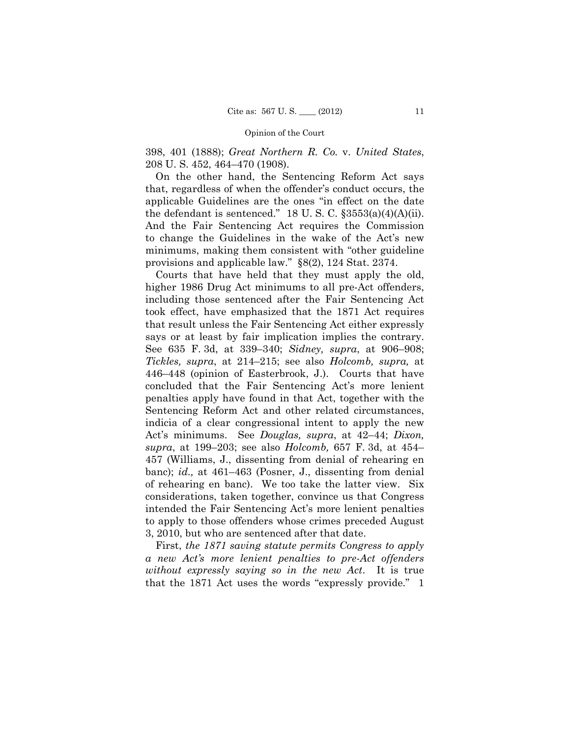398, 401 (1888); *Great Northern R. Co.* v. *United States*, 208 U. S. 452, 464–470 (1908).

On the other hand, the Sentencing Reform Act says that, regardless of when the offender's conduct occurs, the applicable Guidelines are the ones "in effect on the date the defendant is sentenced." 18 U. S. C. §3553(a)(4)(A)(ii). And the Fair Sentencing Act requires the Commission to change the Guidelines in the wake of the Act's new minimums, making them consistent with "other guideline provisions and applicable law." §8(2), 124 Stat. 2374.

Courts that have held that they must apply the old, higher 1986 Drug Act minimums to all pre-Act offenders, including those sentenced after the Fair Sentencing Act took effect, have emphasized that the 1871 Act requires that result unless the Fair Sentencing Act either expressly says or at least by fair implication implies the contrary. See 635 F. 3d, at 339–340; *Sidney, supra*, at 906–908; *Tickles, supra*, at 214–215; see also *Holcomb, supra,* at 446–448 (opinion of Easterbrook, J.). Courts that have concluded that the Fair Sentencing Act's more lenient penalties apply have found in that Act, together with the Sentencing Reform Act and other related circumstances, indicia of a clear congressional intent to apply the new Act's minimums. See *Douglas, supra*, at 42–44; *Dixon, supra*, at 199–203; see also *Holcomb,* 657 F. 3d, at 454–457 (Williams, J., dissenting from denial of rehearing en banc); *id.,* at 461–463 (Posner, J., dissenting from denial of rehearing en banc). We too take the latter view. Six considerations, taken together, convince us that Congress intended the Fair Sentencing Act's more lenient penalties to apply to those offenders whose crimes preceded August 3, 2010, but who are sentenced after that date.

First, *the 1871 saving statute permits Congress to apply a new Act's more lenient penalties to pre-Act offenders without expressly saying so in the new Act*. It is true that the 1871 Act uses the words "expressly provide." 1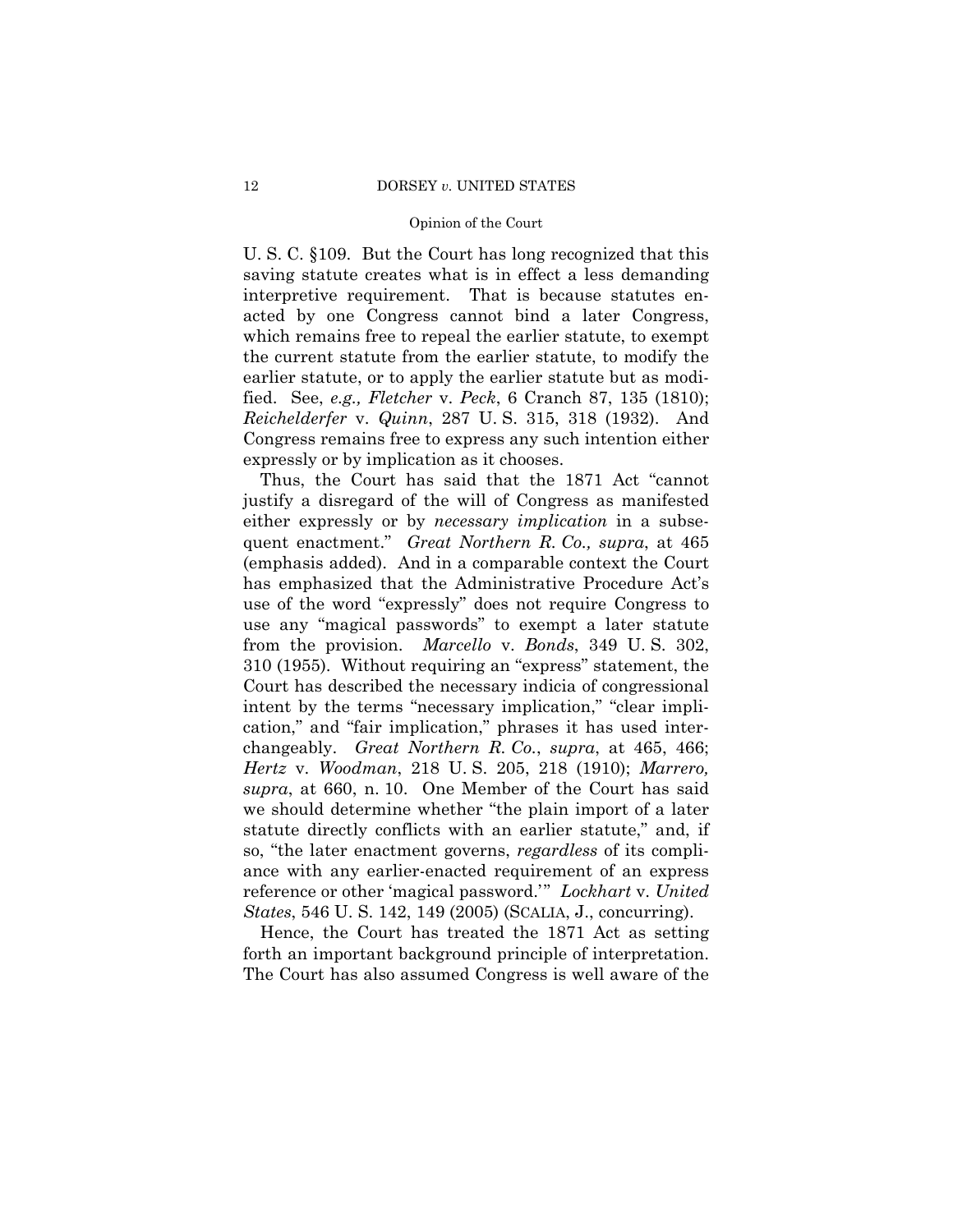U. S. C. §109. But the Court has long recognized that this saving statute creates what is in effect a less demanding interpretive requirement. That is because statutes enacted by one Congress cannot bind a later Congress, which remains free to repeal the earlier statute, to exempt the current statute from the earlier statute, to modify the earlier statute, or to apply the earlier statute but as modified. See, *e.g., Fletcher* v. *Peck*, 6 Cranch 87, 135 (1810); *Reichelderfer* v. *Quinn*, 287 U. S. 315, 318 (1932). And Congress remains free to express any such intention either expressly or by implication as it chooses.

Thus, the Court has said that the 1871 Act "cannot justify a disregard of the will of Congress as manifested either expressly or by *necessary implication* in a subsequent enactment." *Great Northern R. Co., supra*, at 465 (emphasis added). And in a comparable context the Court has emphasized that the Administrative Procedure Act's use of the word "expressly" does not require Congress to use any "magical passwords" to exempt a later statute from the provision. *Marcello* v. *Bonds*, 349 U. S. 302, 310 (1955). Without requiring an "express" statement, the Court has described the necessary indicia of congressional intent by the terms "necessary implication," "clear implication," and "fair implication," phrases it has used interchangeably. *Great Northern R. Co.*, *supra*, at 465, 466; *Hertz* v. *Woodman*, 218 U. S. 205, 218 (1910); *Marrero, supra*, at 660, n. 10. One Member of the Court has said we should determine whether "the plain import of a later statute directly conflicts with an earlier statute," and, if so, "the later enactment governs, *regardless* of its compliance with any earlier-enacted requirement of an express reference or other 'magical password.'" *Lockhart* v. *United States*, 546 U. S. 142, 149 (2005) (SCALIA, J., concurring).

Hence, the Court has treated the 1871 Act as setting forth an important background principle of interpretation. The Court has also assumed Congress is well aware of the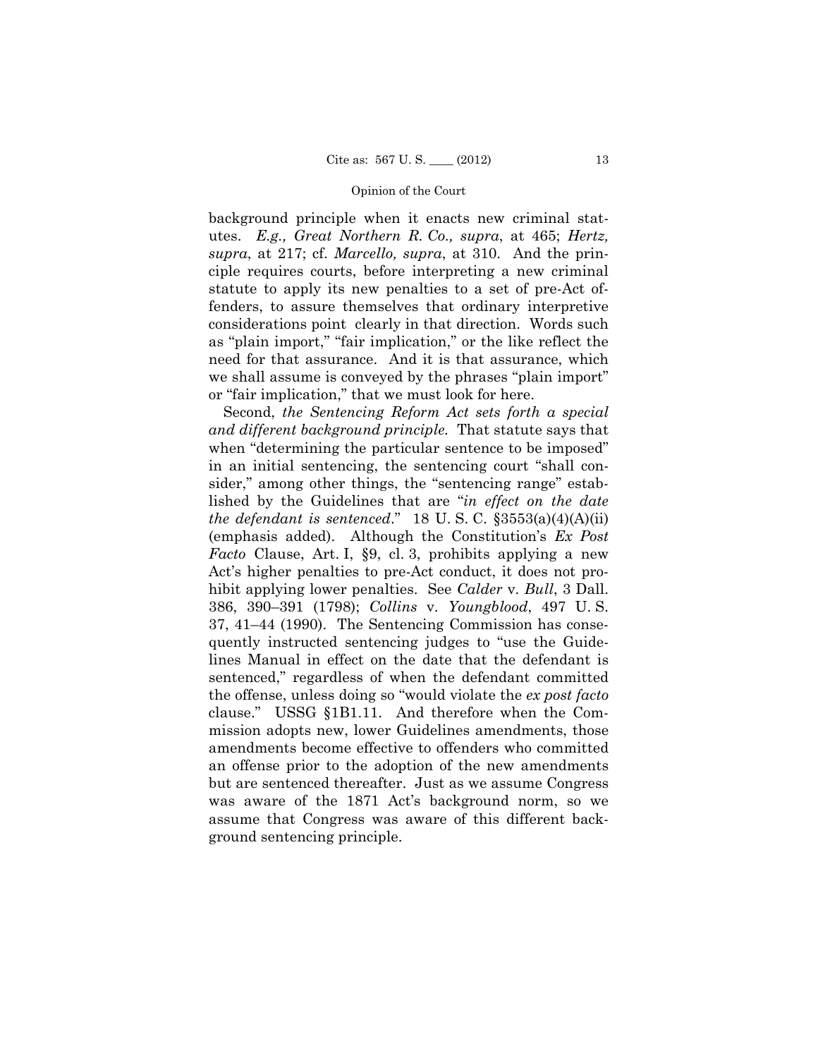background principle when it enacts new criminal statutes. *E.g., Great Northern R. Co., supra*, at 465; *Hertz, supra*, at 217; cf. *Marcello, supra*, at 310. And the principle requires courts, before interpreting a new criminal statute to apply its new penalties to a set of pre-Act offenders, to assure themselves that ordinary interpretive considerations point clearly in that direction. Words such as "plain import," "fair implication," or the like reflect the need for that assurance. And it is that assurance, which we shall assume is conveyed by the phrases "plain import" or "fair implication," that we must look for here.

Second, *the Sentencing Reform Act sets forth a special and different background principle.* That statute says that when "determining the particular sentence to be imposed" in an initial sentencing, the sentencing court "shall consider," among other things, the "sentencing range" established by the Guidelines that are "*in effect on the date the defendant is sentenced*." 18 U. S. C. §3553(a)(4)(A)(ii) (emphasis added). Although the Constitution's *Ex Post Facto* Clause, Art. I, §9, cl. 3, prohibits applying a new Act's higher penalties to pre-Act conduct, it does not prohibit applying lower penalties. See *Calder* v. *Bull*, 3 Dall. 386, 390–391 (1798); *Collins* v. *Youngblood*, 497 U. S. 37, 41–44 (1990). The Sentencing Commission has consequently instructed sentencing judges to "use the Guidelines Manual in effect on the date that the defendant is sentenced," regardless of when the defendant committed the offense, unless doing so "would violate the *ex post facto* clause." USSG §1B1.11. And therefore when the Commission adopts new, lower Guidelines amendments, those amendments become effective to offenders who committed an offense prior to the adoption of the new amendments but are sentenced thereafter. Just as we assume Congress was aware of the 1871 Act's background norm, so we assume that Congress was aware of this different background sentencing principle.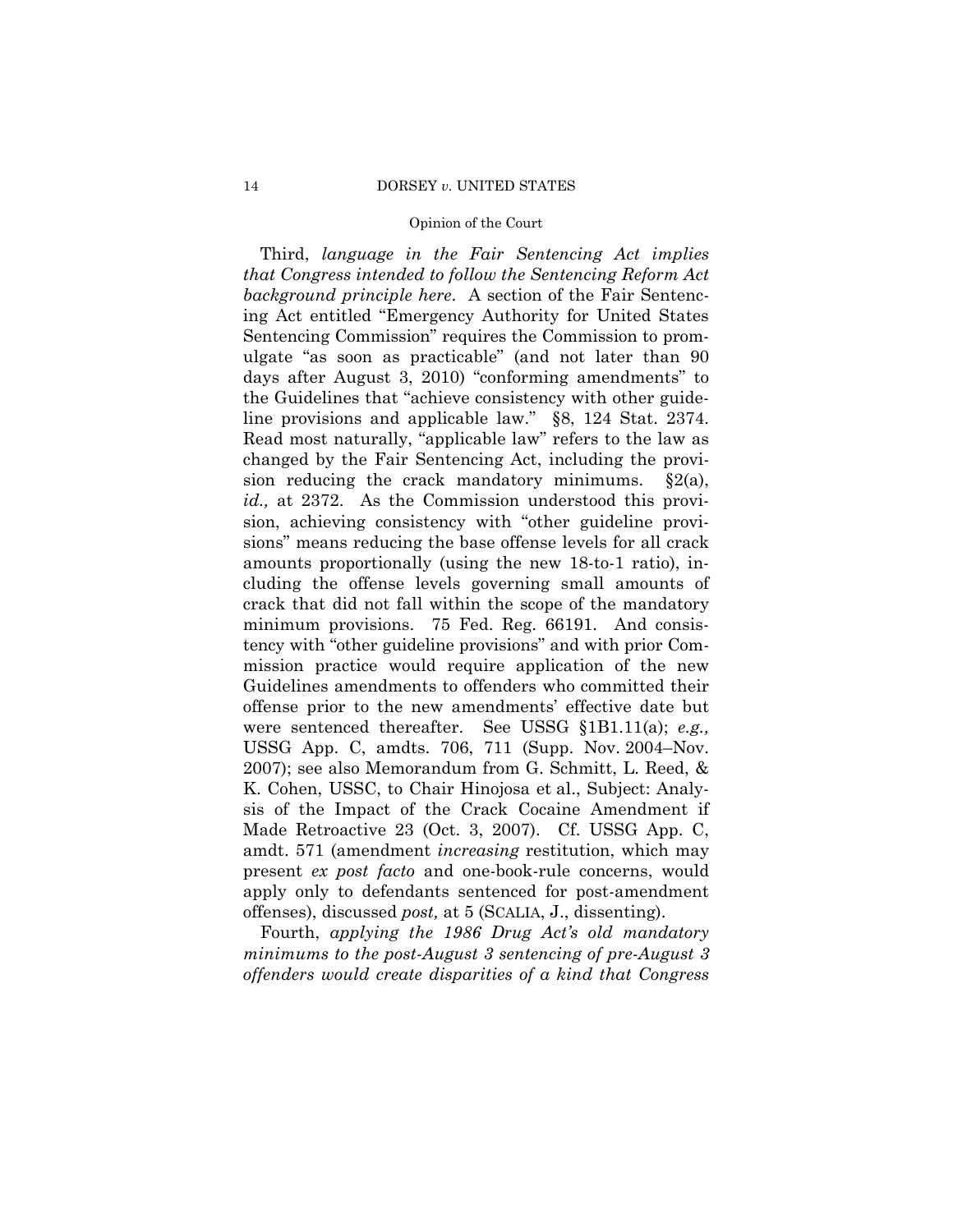Third, *language in the Fair Sentencing Act implies that Congress intended to follow the Sentencing Reform Act background principle here*. A section of the Fair Sentencing Act entitled "Emergency Authority for United States Sentencing Commission" requires the Commission to promulgate "as soon as practicable" (and not later than 90 days after August 3, 2010) "conforming amendments" to the Guidelines that "achieve consistency with other guideline provisions and applicable law." §8, 124 Stat. 2374. Read most naturally, "applicable law" refers to the law as changed by the Fair Sentencing Act, including the provision reducing the crack mandatory minimums. §2(a), *id.,* at 2372. As the Commission understood this provision, achieving consistency with "other guideline provisions" means reducing the base offense levels for all crack amounts proportionally (using the new 18-to-1 ratio), including the offense levels governing small amounts of crack that did not fall within the scope of the mandatory minimum provisions. 75 Fed. Reg. 66191. And consistency with "other guideline provisions" and with prior Commission practice would require application of the new Guidelines amendments to offenders who committed their offense prior to the new amendments' effective date but were sentenced thereafter. See USSG §1B1.11(a); *e.g.,* USSG App. C, amdts. 706, 711 (Supp. Nov. 2004–Nov. 2007); see also Memorandum from G. Schmitt, L. Reed, & K. Cohen, USSC, to Chair Hinojosa et al., Subject: Analysis of the Impact of the Crack Cocaine Amendment if Made Retroactive 23 (Oct. 3, 2007). Cf. USSG App. C, amdt. 571 (amendment *increasing* restitution, which may present *ex post facto* and one-book-rule concerns, would apply only to defendants sentenced for post-amendment offenses), discussed *post,* at 5 (SCALIA, J., dissenting).

Fourth, *applying the 1986 Drug Act's old mandatory minimums to the post-August 3 sentencing of pre-August 3 offenders would create disparities of a kind that Congress*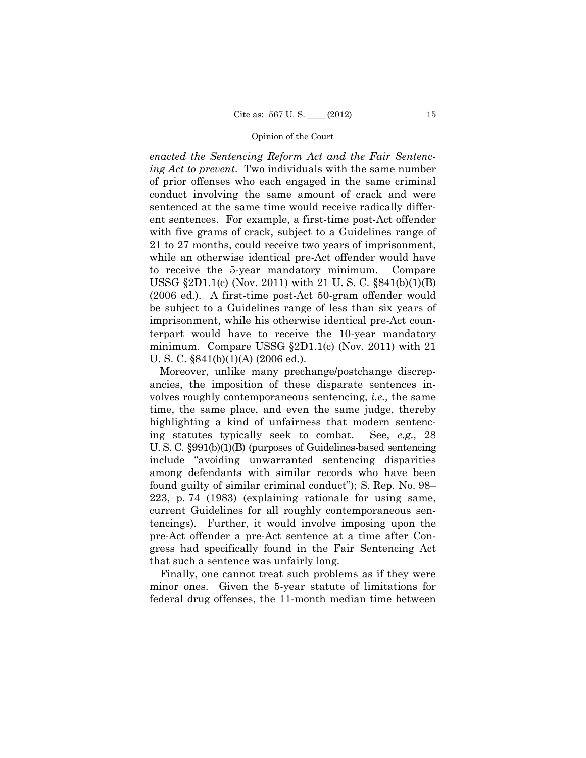*enacted the Sentencing Reform Act and the Fair Sentencing Act to prevent*. Two individuals with the same number of prior offenses who each engaged in the same criminal conduct involving the same amount of crack and were sentenced at the same time would receive radically different sentences. For example, a first-time post-Act offender with five grams of crack, subject to a Guidelines range of 21 to 27 months, could receive two years of imprisonment, while an otherwise identical pre-Act offender would have to receive the 5-year mandatory minimum. Compare USSG §2D1.1(c) (Nov. 2011) with 21 U. S. C. §841(b)(1)(B) (2006 ed.). A first-time post-Act 50-gram offender would be subject to a Guidelines range of less than six years of imprisonment, while his otherwise identical pre-Act counterpart would have to receive the 10-year mandatory minimum. Compare USSG §2D1.1(c) (Nov. 2011) with 21 U. S. C. §841(b)(1)(A) (2006 ed.).

Moreover, unlike many prechange/postchange discrepancies, the imposition of these disparate sentences involves roughly contemporaneous sentencing, *i.e.,* the same time, the same place, and even the same judge, thereby highlighting a kind of unfairness that modern sentencing statutes typically seek to combat. See, *e.g.,* 28 U. S. C. §991(b)(1)(B) (purposes of Guidelines-based sentencing include "avoiding unwarranted sentencing disparities among defendants with similar records who have been found guilty of similar criminal conduct"); S. Rep. No. 98–223, p. 74 (1983) (explaining rationale for using same, current Guidelines for all roughly contemporaneous sentencings). Further, it would involve imposing upon the pre-Act offender a pre-Act sentence at a time after Congress had specifically found in the Fair Sentencing Act that such a sentence was unfairly long.

Finally, one cannot treat such problems as if they were minor ones. Given the 5-year statute of limitations for federal drug offenses, the 11-month median time between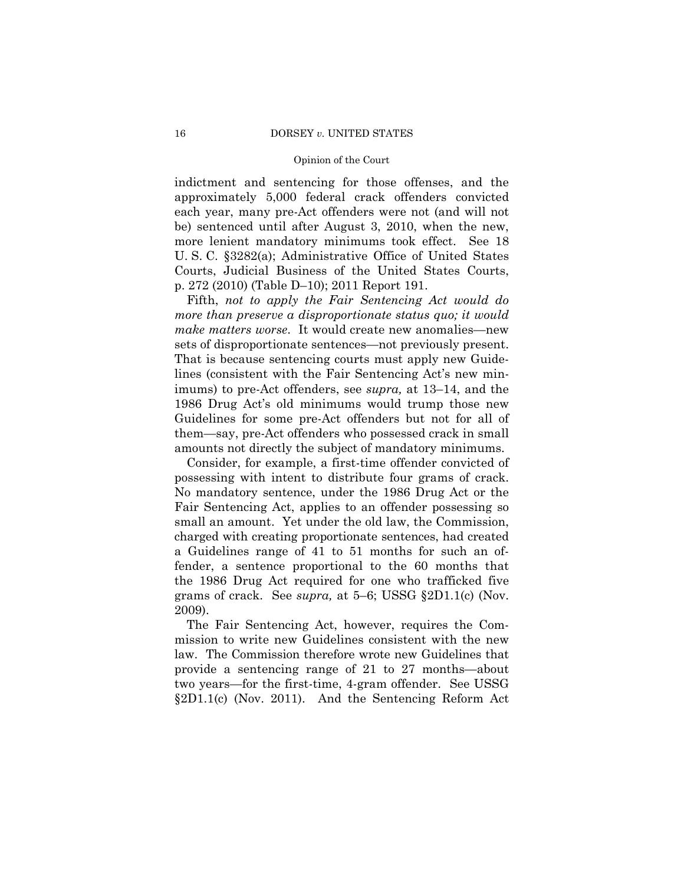indictment and sentencing for those offenses, and the approximately 5,000 federal crack offenders convicted each year, many pre-Act offenders were not (and will not be) sentenced until after August 3, 2010, when the new, more lenient mandatory minimums took effect. See 18 U. S. C. §3282(a); Administrative Office of United States Courts, Judicial Business of the United States Courts, p. 272 (2010) (Table D–10); 2011 Report 191.

Fifth, *not to apply the Fair Sentencing Act would do more than preserve a disproportionate status quo; it would make matters worse*. It would create new anomalies—new sets of disproportionate sentences—not previously present. That is because sentencing courts must apply new Guidelines (consistent with the Fair Sentencing Act's new minimums) to pre-Act offenders, see *supra,* at 13–14, and the 1986 Drug Act's old minimums would trump those new Guidelines for some pre-Act offenders but not for all of them—say, pre-Act offenders who possessed crack in small amounts not directly the subject of mandatory minimums.

Consider, for example, a first-time offender convicted of possessing with intent to distribute four grams of crack. No mandatory sentence, under the 1986 Drug Act or the Fair Sentencing Act, applies to an offender possessing so small an amount. Yet under the old law, the Commission, charged with creating proportionate sentences, had created a Guidelines range of 41 to 51 months for such an offender, a sentence proportional to the 60 months that the 1986 Drug Act required for one who trafficked five grams of crack. See *supra,* at 5–6; USSG §2D1.1(c) (Nov. 2009).

The Fair Sentencing Act, however, requires the Commission to write new Guidelines consistent with the new law. The Commission therefore wrote new Guidelines that provide a sentencing range of 21 to 27 months—about two years—for the first-time, 4-gram offender. See USSG §2D1.1(c) (Nov. 2011). And the Sentencing Reform Act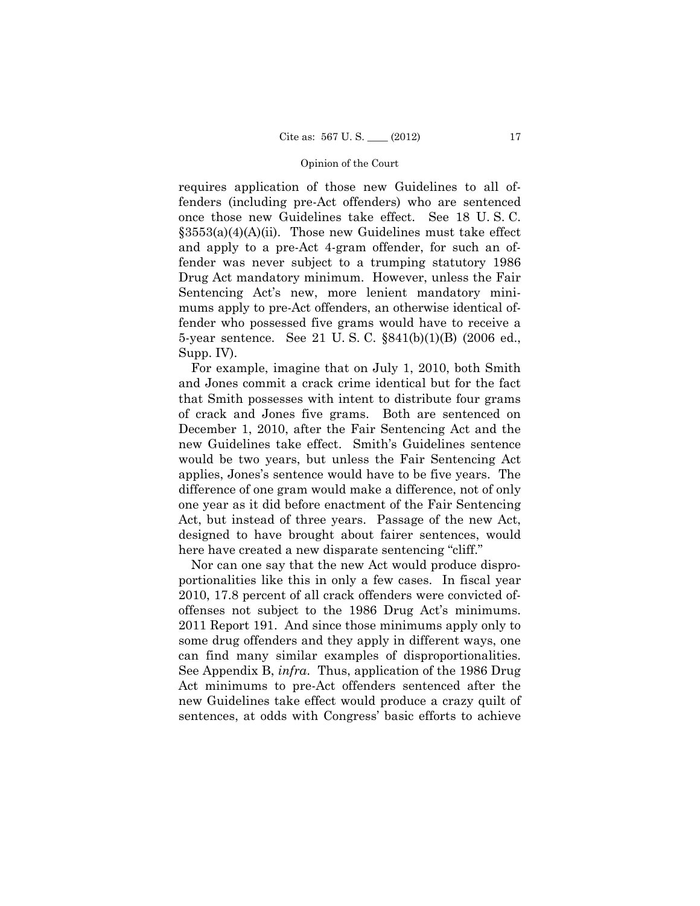requires application of those new Guidelines to all offenders (including pre-Act offenders) who are sentenced once those new Guidelines take effect. See 18 U. S. C. §3553(a)(4)(A)(ii). Those new Guidelines must take effect and apply to a pre-Act 4-gram offender, for such an offender was never subject to a trumping statutory 1986 Drug Act mandatory minimum. However, unless the Fair Sentencing Act's new, more lenient mandatory minimums apply to pre-Act offenders, an otherwise identical offender who possessed five grams would have to receive a 5-year sentence. See 21 U. S. C. §841(b)(1)(B) (2006 ed., Supp. IV).

For example, imagine that on July 1, 2010, both Smith and Jones commit a crack crime identical but for the fact that Smith possesses with intent to distribute four grams of crack and Jones five grams. Both are sentenced on December 1, 2010, after the Fair Sentencing Act and the new Guidelines take effect. Smith's Guidelines sentence would be two years, but unless the Fair Sentencing Act applies, Jones's sentence would have to be five years. The difference of one gram would make a difference, not of only one year as it did before enactment of the Fair Sentencing Act, but instead of three years. Passage of the new Act, designed to have brought about fairer sentences, would here have created a new disparate sentencing "cliff."

Nor can one say that the new Act would produce disproportionalities like this in only a few cases. In fiscal year 2010, 17.8 percent of all crack offenders were convicted of offenses not subject to the 1986 Drug Act's minimums. 2011 Report 191. And since those minimums apply only to some drug offenders and they apply in different ways, one can find many similar examples of disproportionalities. See Appendix B, *infra*. Thus, application of the 1986 Drug Act minimums to pre-Act offenders sentenced after the new Guidelines take effect would produce a crazy quilt of sentences, at odds with Congress' basic efforts to achieve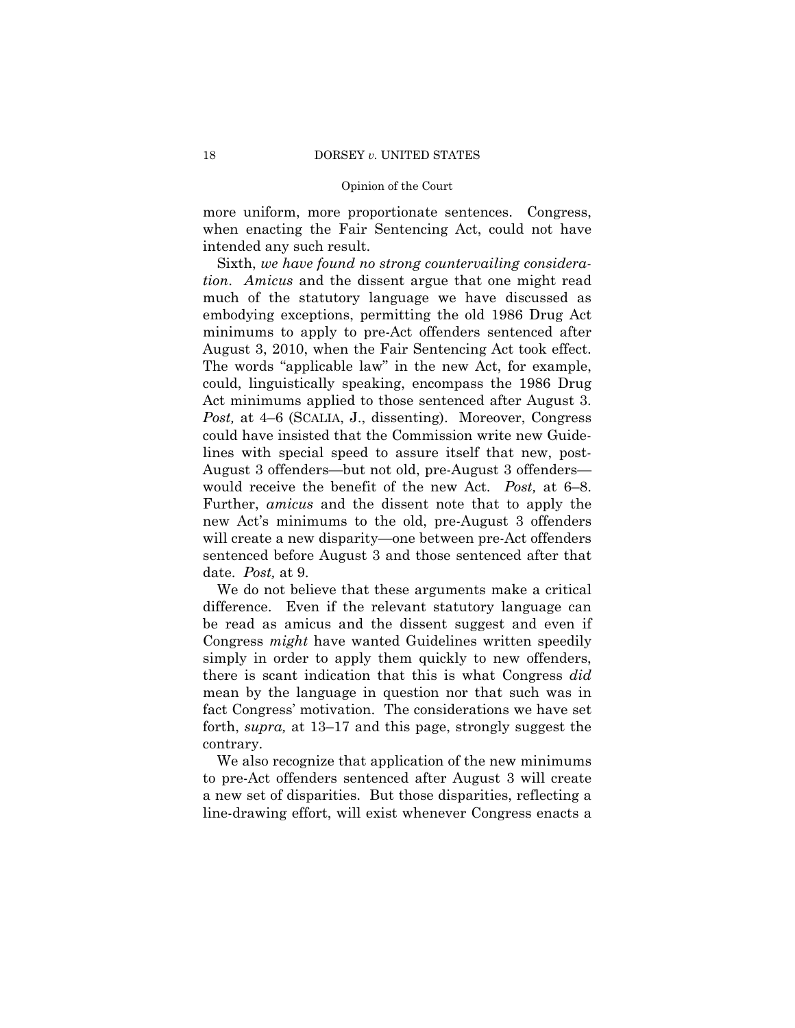more uniform, more proportionate sentences. Congress, when enacting the Fair Sentencing Act, could not have intended any such result.

Sixth, *we have found no strong countervailing consideration*. *Amicus* and the dissent argue that one might read much of the statutory language we have discussed as embodying exceptions, permitting the old 1986 Drug Act minimums to apply to pre-Act offenders sentenced after August 3, 2010, when the Fair Sentencing Act took effect. The words "applicable law" in the new Act, for example, could, linguistically speaking, encompass the 1986 Drug Act minimums applied to those sentenced after August 3. *Post,* at 4–6 (SCALIA, J., dissenting). Moreover, Congress could have insisted that the Commission write new Guidelines with special speed to assure itself that new, post-August 3 offenders—but not old, pre-August 3 offenders—would receive the benefit of the new Act. *Post,* at 6–8. Further, *amicus* and the dissent note that to apply the new Act's minimums to the old, pre-August 3 offenders will create a new disparity—one between pre-Act offenders sentenced before August 3 and those sentenced after that date. *Post,* at 9.

We do not believe that these arguments make a critical difference. Even if the relevant statutory language can be read as amicus and the dissent suggest and even if Congress *might* have wanted Guidelines written speedily simply in order to apply them quickly to new offenders, there is scant indication that this is what Congress *did* mean by the language in question nor that such was in fact Congress' motivation. The considerations we have set forth, *supra,* at 13–17 and this page, strongly suggest the contrary.

We also recognize that application of the new minimums to pre-Act offenders sentenced after August 3 will create a new set of disparities. But those disparities, reflecting a line-drawing effort, will exist whenever Congress enacts a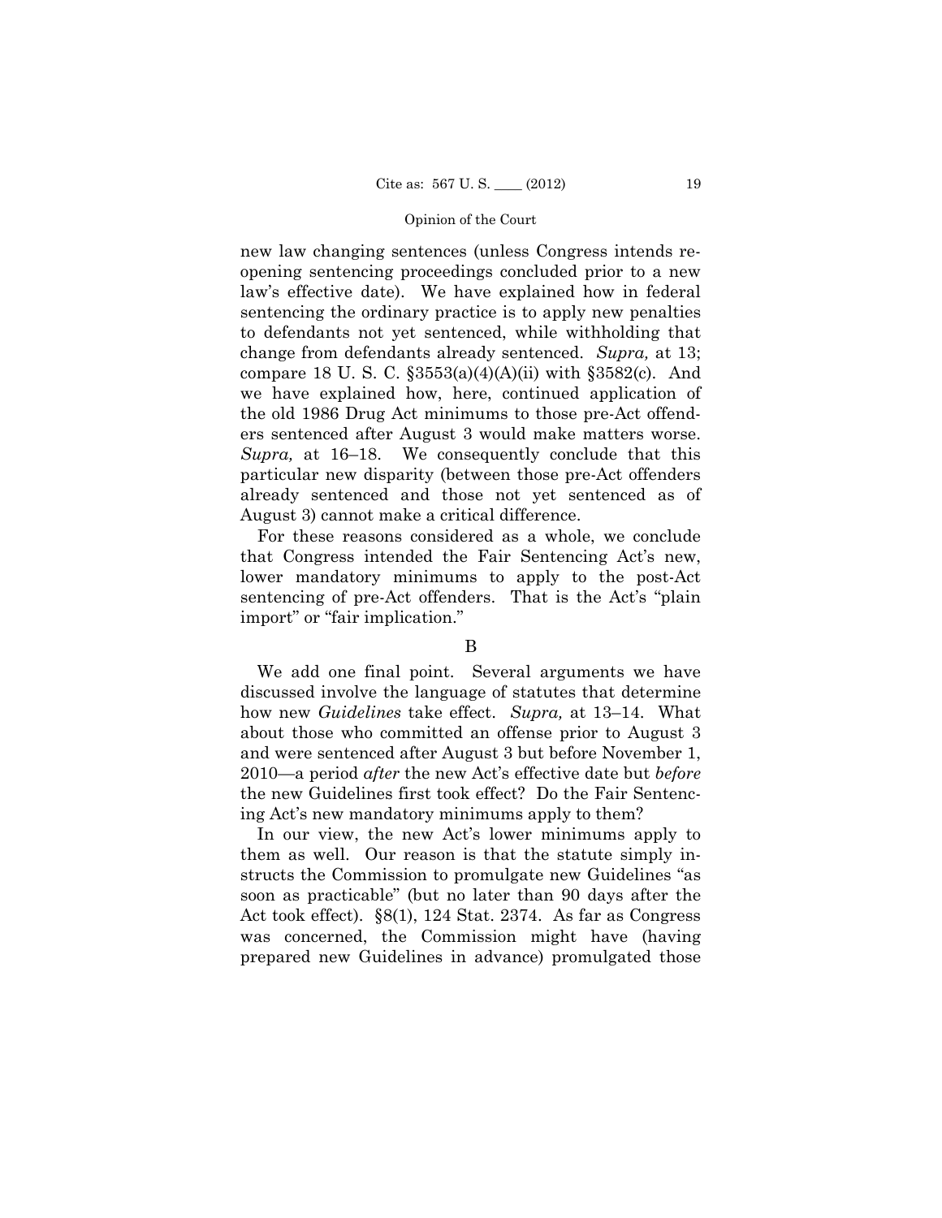new law changing sentences (unless Congress intends reopening sentencing proceedings concluded prior to a new law's effective date). We have explained how in federal sentencing the ordinary practice is to apply new penalties to defendants not yet sentenced, while withholding that change from defendants already sentenced. *Supra,* at 13; compare 18 U. S. C. §3553(a)(4)(A)(ii) with §3582(c). And we have explained how, here, continued application of the old 1986 Drug Act minimums to those pre-Act offenders sentenced after August 3 would make matters worse. *Supra,* at 16–18. We consequently conclude that this particular new disparity (between those pre-Act offenders already sentenced and those not yet sentenced as of August 3) cannot make a critical difference.

For these reasons considered as a whole, we conclude that Congress intended the Fair Sentencing Act's new, lower mandatory minimums to apply to the post-Act sentencing of pre-Act offenders. That is the Act's "plain import" or "fair implication."

B

We add one final point. Several arguments we have discussed involve the language of statutes that determine how new *Guidelines* take effect. *Supra,* at 13–14. What about those who committed an offense prior to August 3 and were sentenced after August 3 but before November 1, 2010—a period *after* the new Act's effective date but *before* the new Guidelines first took effect? Do the Fair Sentencing Act's new mandatory minimums apply to them?

In our view, the new Act's lower minimums apply to them as well. Our reason is that the statute simply instructs the Commission to promulgate new Guidelines "as soon as practicable" (but no later than 90 days after the Act took effect). §8(1), 124 Stat. 2374. As far as Congress was concerned, the Commission might have (having prepared new Guidelines in advance) promulgated those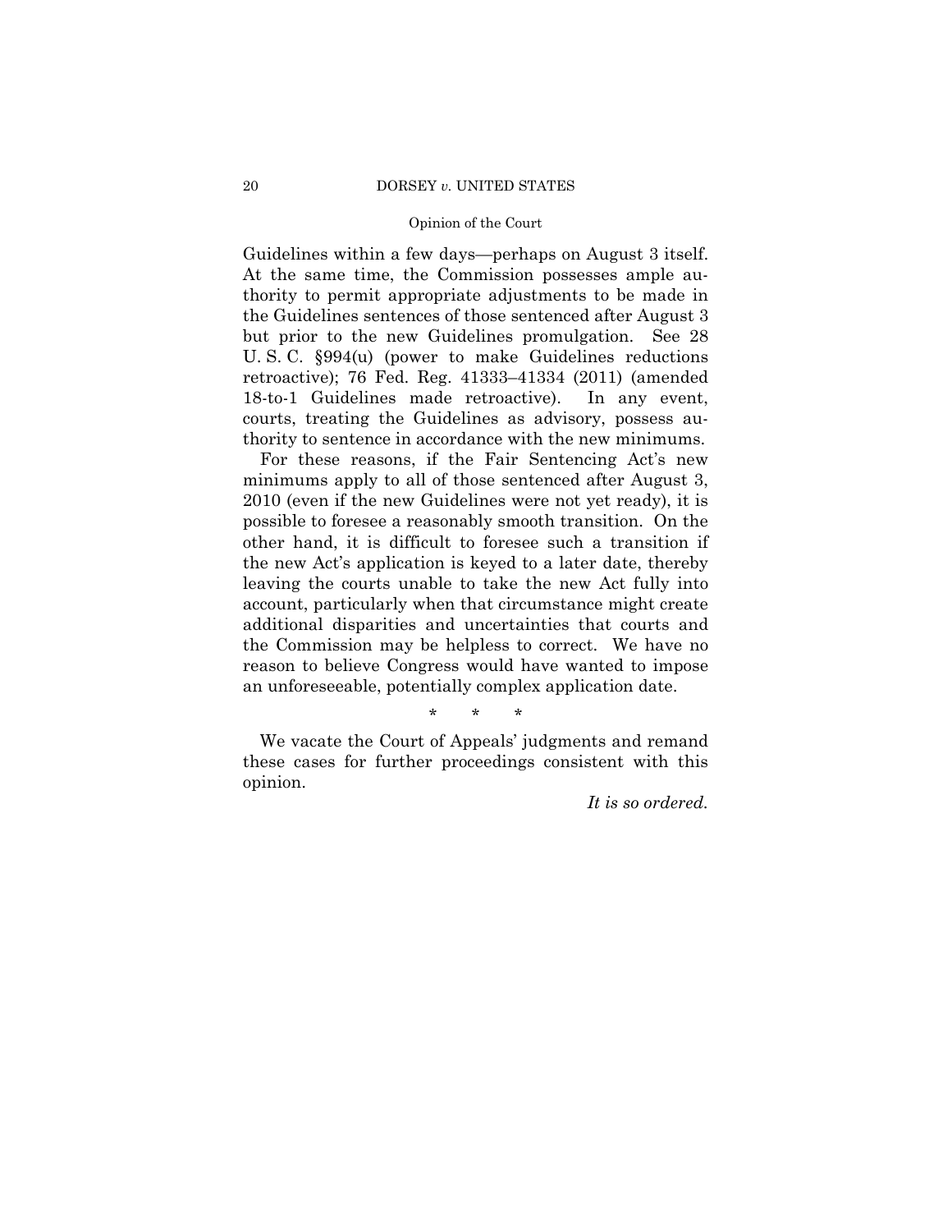Guidelines within a few days—perhaps on August 3 itself. At the same time, the Commission possesses ample authority to permit appropriate adjustments to be made in the Guidelines sentences of those sentenced after August 3 but prior to the new Guidelines promulgation. See 28 U. S. C. §994(u) (power to make Guidelines reductions retroactive); 76 Fed. Reg. 41333–41334 (2011) (amended 18-to-1 Guidelines made retroactive). In any event, courts, treating the Guidelines as advisory, possess authority to sentence in accordance with the new minimums.

For these reasons, if the Fair Sentencing Act's new minimums apply to all of those sentenced after August 3, 2010 (even if the new Guidelines were not yet ready), it is possible to foresee a reasonably smooth transition. On the other hand, it is difficult to foresee such a transition if the new Act's application is keyed to a later date, thereby leaving the courts unable to take the new Act fully into account, particularly when that circumstance might create additional disparities and uncertainties that courts and the Commission may be helpless to correct. We have no reason to believe Congress would have wanted to impose an unforeseeable, potentially complex application date.

\* \* \*

We vacate the Court of Appeals' judgments and remand these cases for further proceedings consistent with this opinion.

*It is so ordered.*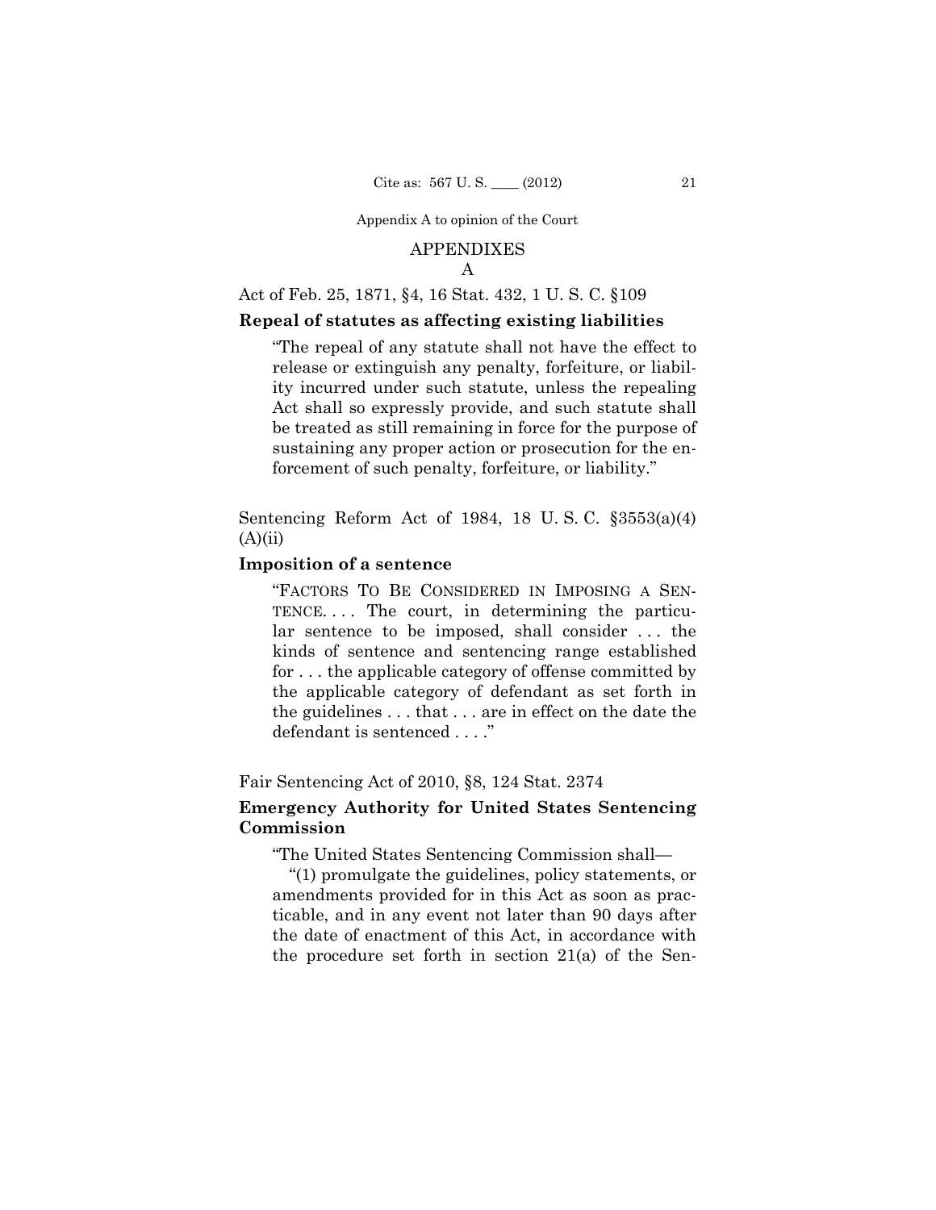Appendix A to opinion of the Court

## APPENDIXES

### A

Act of Feb. 25, 1871, §4, 16 Stat. 432, 1 U. S. C. §109

**Repeal of statutes as affecting existing liabilities**

> "The repeal of any statute shall not have the effect to release or extinguish any penalty, forfeiture, or liability incurred under such statute, unless the repealing Act shall so expressly provide, and such statute shall be treated as still remaining in force for the purpose of sustaining any proper action or prosecution for the enforcement of such penalty, forfeiture, or liability."

Sentencing Reform Act of 1984, 18 U. S. C. §3553(a)(4)(A)(ii)

**Imposition of a sentence**

> "FACTORS TO BE CONSIDERED IN IMPOSING A SENTENCE. . . . The court, in determining the particular sentence to be imposed, shall consider . . . the kinds of sentence and sentencing range established for . . . the applicable category of offense committed by the applicable category of defendant as set forth in the guidelines . . . that . . . are in effect on the date the defendant is sentenced . . . ."

Fair Sentencing Act of 2010, §8, 124 Stat. 2374

**Emergency Authority for United States Sentencing Commission**

> "The United States Sentencing Commission shall—
>
> "(1) promulgate the guidelines, policy statements, or amendments provided for in this Act as soon as practicable, and in any event not later than 90 days after the date of enactment of this Act, in accordance with the procedure set forth in section 21(a) of the Sen-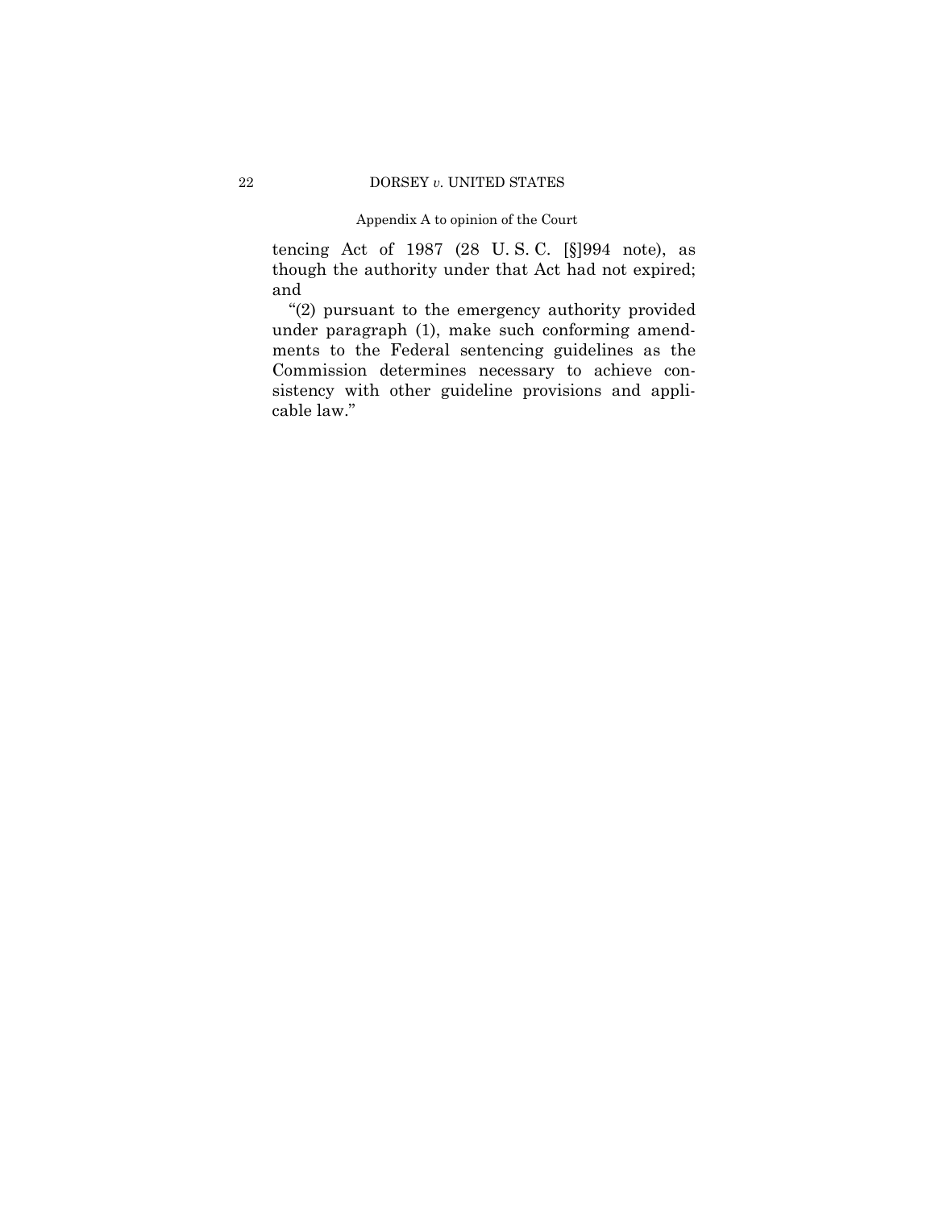tencing Act of 1987 (28 U. S. C. [§]994 note), as though the authority under that Act had not expired; and

"(2) pursuant to the emergency authority provided under paragraph (1), make such conforming amendments to the Federal sentencing guidelines as the Commission determines necessary to achieve consistency with other guideline provisions and applicable law."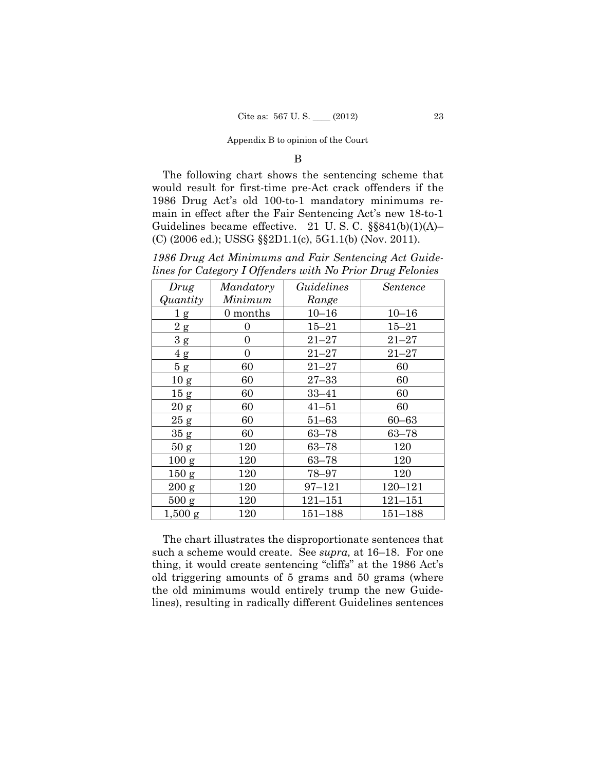Appendix B to opinion of the Court

B

The following chart shows the sentencing scheme that would result for first-time pre-Act crack offenders if the 1986 Drug Act's old 100-to-1 mandatory minimums remain in effect after the Fair Sentencing Act's new 18-to-1 Guidelines became effective. 21 U. S. C. §§841(b)(1)(A)–(C) (2006 ed.); USSG §§2D1.1(c), 5G1.1(b) (Nov. 2011).

*1986 Drug Act Minimums and Fair Sentencing Act Guidelines for Category I Offenders with No Prior Drug Felonies*

| *Drug Quantity* | *Mandatory Minimum* | *Guidelines Range* | *Sentence* |
|---|---|---|---|
| 1 g | 0 months | 10–16 | 10–16 |
| 2 g | 0 | 15–21 | 15–21 |
| 3 g | 0 | 21–27 | 21–27 |
| 4 g | 0 | 21–27 | 21–27 |
| 5 g | 60 | 21–27 | 60 |
| 10 g | 60 | 27–33 | 60 |
| 15 g | 60 | 33–41 | 60 |
| 20 g | 60 | 41–51 | 60 |
| 25 g | 60 | 51–63 | 60–63 |
| 35 g | 60 | 63–78 | 63–78 |
| 50 g | 120 | 63–78 | 120 |
| 100 g | 120 | 63–78 | 120 |
| 150 g | 120 | 78–97 | 120 |
| 200 g | 120 | 97–121 | 120–121 |
| 500 g | 120 | 121–151 | 121–151 |
| 1,500 g | 120 | 151–188 | 151–188 |

The chart illustrates the disproportionate sentences that such a scheme would create. See *supra,* at 16–18. For one thing, it would create sentencing "cliffs" at the 1986 Act's old triggering amounts of 5 grams and 50 grams (where the old minimums would entirely trump the new Guidelines), resulting in radically different Guidelines sentences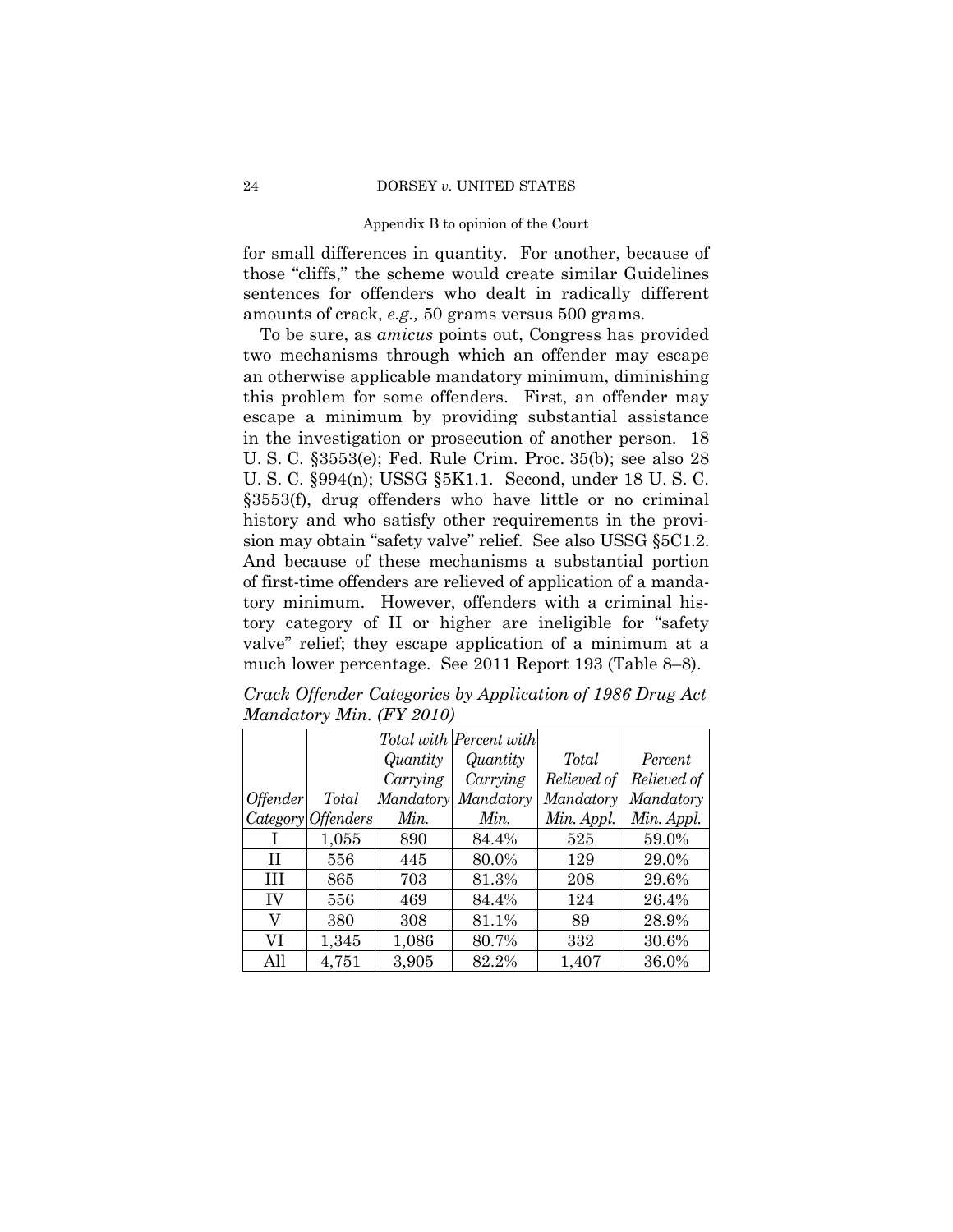for small differences in quantity. For another, because of those "cliffs," the scheme would create similar Guidelines sentences for offenders who dealt in radically different amounts of crack, *e.g.,* 50 grams versus 500 grams.

To be sure, as *amicus* points out, Congress has provided two mechanisms through which an offender may escape an otherwise applicable mandatory minimum, diminishing this problem for some offenders. First, an offender may escape a minimum by providing substantial assistance in the investigation or prosecution of another person. 18 U. S. C. §3553(e); Fed. Rule Crim. Proc. 35(b); see also 28 U. S. C. §994(n); USSG §5K1.1. Second, under 18 U. S. C. §3553(f), drug offenders who have little or no criminal history and who satisfy other requirements in the provision may obtain "safety valve" relief. See also USSG §5C1.2. And because of these mechanisms a substantial portion of first-time offenders are relieved of application of a mandatory minimum. However, offenders with a criminal history category of II or higher are ineligible for "safety valve" relief; they escape application of a minimum at a much lower percentage. See 2011 Report 193 (Table 8–8).

*Crack Offender Categories by Application of 1986 Drug Act Mandatory Min. (FY 2010)*

| *Offender Category* | *Total Offenders* | *Total with Quantity Carrying Mandatory Min.* | *Percent with Quantity Carrying Mandatory Min.* | *Total Relieved of Mandatory Min. Appl.* | *Percent Relieved of Mandatory Min. Appl.* |
|---|---|---|---|---|---|
| I | 1,055 | 890 | 84.4% | 525 | 59.0% |
| II | 556 | 445 | 80.0% | 129 | 29.0% |
| III | 865 | 703 | 81.3% | 208 | 29.6% |
| IV | 556 | 469 | 84.4% | 124 | 26.4% |
| V | 380 | 308 | 81.1% | 89 | 28.9% |
| VI | 1,345 | 1,086 | 80.7% | 332 | 30.6% |
| All | 4,751 | 3,905 | 82.2% | 1,407 | 36.0% |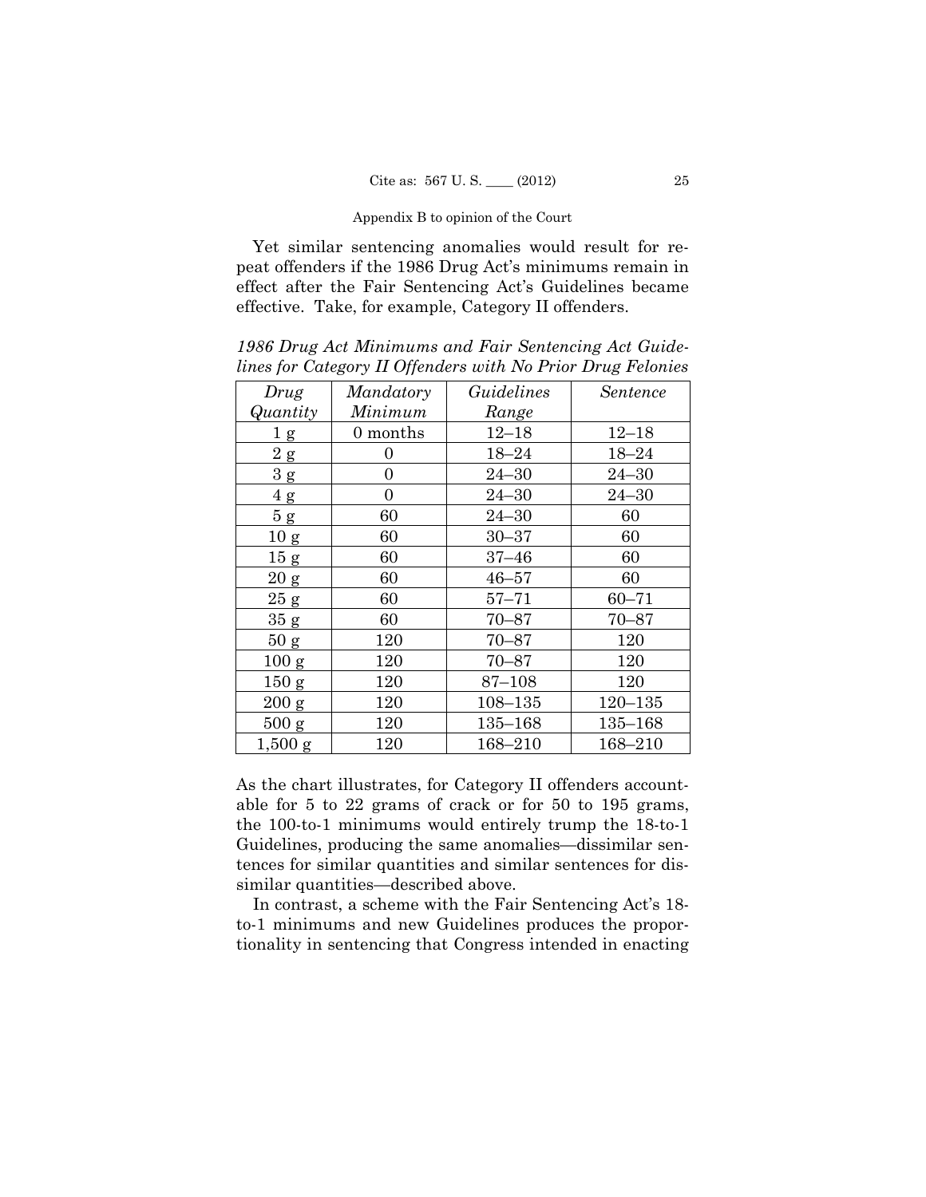Appendix B to opinion of the Court

Yet similar sentencing anomalies would result for repeat offenders if the 1986 Drug Act's minimums remain in effect after the Fair Sentencing Act's Guidelines became effective. Take, for example, Category II offenders.

*1986 Drug Act Minimums and Fair Sentencing Act Guidelines for Category II Offenders with No Prior Drug Felonies*

| *Drug Quantity* | *Mandatory Minimum* | *Guidelines Range* | *Sentence* |
|---|---|---|---|
| 1 g | 0 months | 12–18 | 12–18 |
| 2 g | 0 | 18–24 | 18–24 |
| 3 g | 0 | 24–30 | 24–30 |
| 4 g | 0 | 24–30 | 24–30 |
| 5 g | 60 | 24–30 | 60 |
| 10 g | 60 | 30–37 | 60 |
| 15 g | 60 | 37–46 | 60 |
| 20 g | 60 | 46–57 | 60 |
| 25 g | 60 | 57–71 | 60–71 |
| 35 g | 60 | 70–87 | 70–87 |
| 50 g | 120 | 70–87 | 120 |
| 100 g | 120 | 70–87 | 120 |
| 150 g | 120 | 87–108 | 120 |
| 200 g | 120 | 108–135 | 120–135 |
| 500 g | 120 | 135–168 | 135–168 |
| 1,500 g | 120 | 168–210 | 168–210 |

As the chart illustrates, for Category II offenders accountable for 5 to 22 grams of crack or for 50 to 195 grams, the 100-to-1 minimums would entirely trump the 18-to-1 Guidelines, producing the same anomalies—dissimilar sentences for similar quantities and similar sentences for dissimilar quantities—described above.

In contrast, a scheme with the Fair Sentencing Act's 18-to-1 minimums and new Guidelines produces the proportionality in sentencing that Congress intended in enacting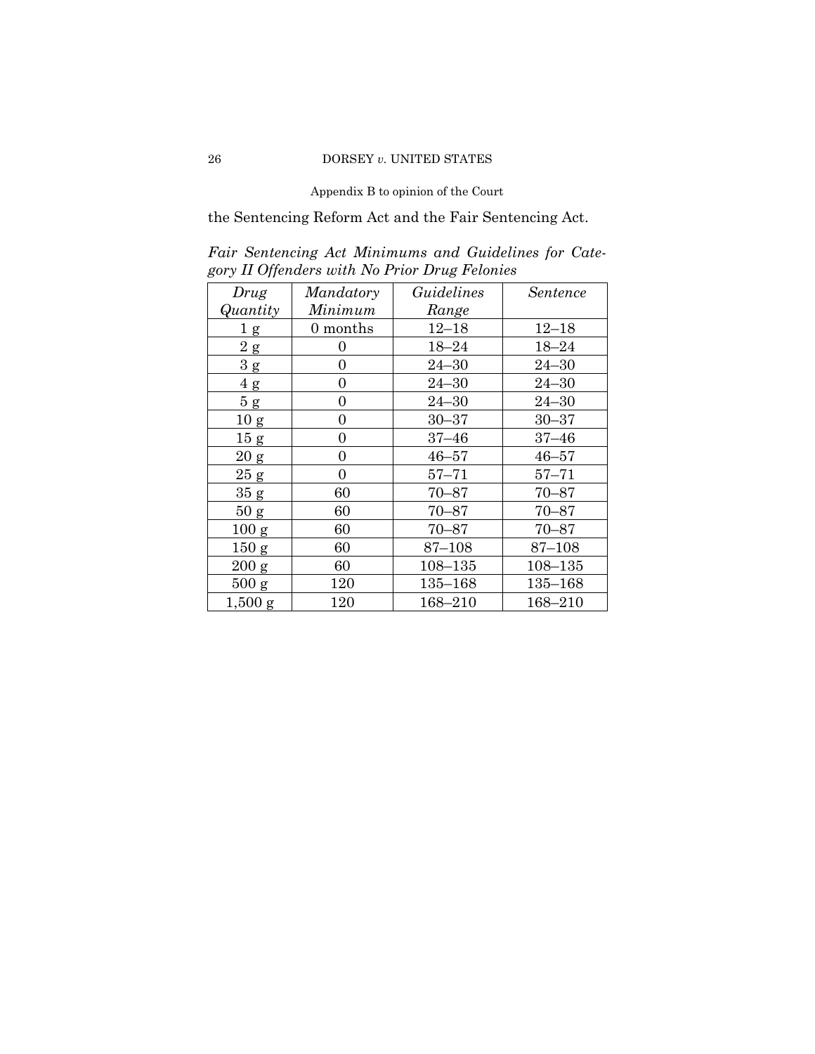the Sentencing Reform Act and the Fair Sentencing Act.

*Fair Sentencing Act Minimums and Guidelines for Category II Offenders with No Prior Drug Felonies*

| *Drug Quantity* | *Mandatory Minimum* | *Guidelines Range* | *Sentence* |
|---|---|---|---|
| 1 g | 0 months | 12–18 | 12–18 |
| 2 g | 0 | 18–24 | 18–24 |
| 3 g | 0 | 24–30 | 24–30 |
| 4 g | 0 | 24–30 | 24–30 |
| 5 g | 0 | 24–30 | 24–30 |
| 10 g | 0 | 30–37 | 30–37 |
| 15 g | 0 | 37–46 | 37–46 |
| 20 g | 0 | 46–57 | 46–57 |
| 25 g | 0 | 57–71 | 57–71 |
| 35 g | 60 | 70–87 | 70–87 |
| 50 g | 60 | 70–87 | 70–87 |
| 100 g | 60 | 70–87 | 70–87 |
| 150 g | 60 | 87–108 | 87–108 |
| 200 g | 60 | 108–135 | 108–135 |
| 500 g | 120 | 135–168 | 135–168 |
| 1,500 g | 120 | 168–210 | 168–210 |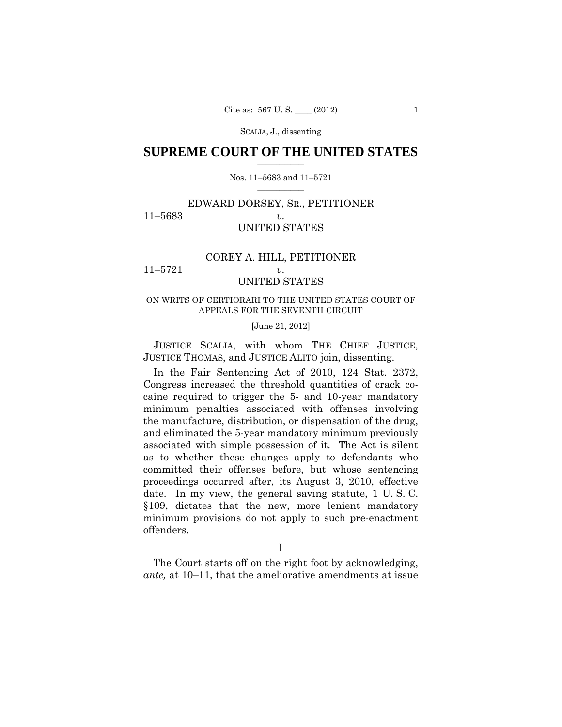SCALIA, J., dissenting

# SUPREME COURT OF THE UNITED STATES

Nos. 11–5683 and 11–5721

EDWARD DORSEY, SR., PETITIONER
11–5683 *v.*
UNITED STATES

COREY A. HILL, PETITIONER
11–5721 *v.*
UNITED STATES

ON WRITS OF CERTIORARI TO THE UNITED STATES COURT OF APPEALS FOR THE SEVENTH CIRCUIT

[June 21, 2012]

JUSTICE SCALIA, with whom THE CHIEF JUSTICE, JUSTICE THOMAS, and JUSTICE ALITO join, dissenting.

In the Fair Sentencing Act of 2010, 124 Stat. 2372, Congress increased the threshold quantities of crack cocaine required to trigger the 5- and 10-year mandatory minimum penalties associated with offenses involving the manufacture, distribution, or dispensation of the drug, and eliminated the 5-year mandatory minimum previously associated with simple possession of it. The Act is silent as to whether these changes apply to defendants who committed their offenses before, but whose sentencing proceedings occurred after, its August 3, 2010, effective date. In my view, the general saving statute, 1 U. S. C. §109, dictates that the new, more lenient mandatory minimum provisions do not apply to such pre-enactment offenders.

I

The Court starts off on the right foot by acknowledging, *ante,* at 10–11, that the ameliorative amendments at issue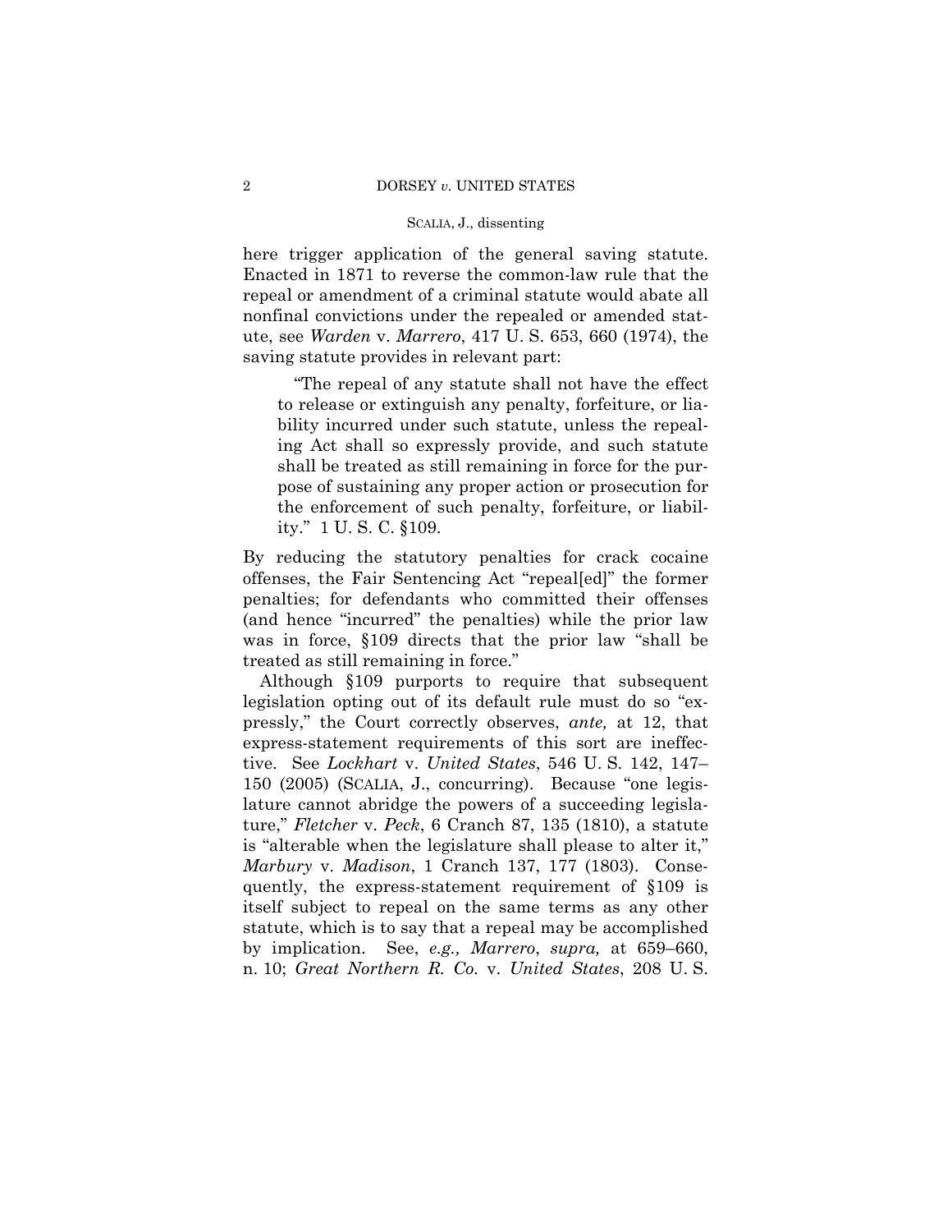here trigger application of the general saving statute. Enacted in 1871 to reverse the common-law rule that the repeal or amendment of a criminal statute would abate all nonfinal convictions under the repealed or amended statute, see *Warden* v. *Marrero*, 417 U. S. 653, 660 (1974), the saving statute provides in relevant part:

> "The repeal of any statute shall not have the effect to release or extinguish any penalty, forfeiture, or liability incurred under such statute, unless the repealing Act shall so expressly provide, and such statute shall be treated as still remaining in force for the purpose of sustaining any proper action or prosecution for the enforcement of such penalty, forfeiture, or liability." 1 U. S. C. §109.

By reducing the statutory penalties for crack cocaine offenses, the Fair Sentencing Act "repeal[ed]" the former penalties; for defendants who committed their offenses (and hence "incurred" the penalties) while the prior law was in force, §109 directs that the prior law "shall be treated as still remaining in force."

Although §109 purports to require that subsequent legislation opting out of its default rule must do so "expressly," the Court correctly observes, *ante,* at 12, that express-statement requirements of this sort are ineffective. See *Lockhart* v. *United States*, 546 U. S. 142, 147–150 (2005) (SCALIA, J., concurring). Because "one legislature cannot abridge the powers of a succeeding legislature," *Fletcher* v. *Peck*, 6 Cranch 87, 135 (1810), a statute is "alterable when the legislature shall please to alter it," *Marbury* v. *Madison*, 1 Cranch 137, 177 (1803). Consequently, the express-statement requirement of §109 is itself subject to repeal on the same terms as any other statute, which is to say that a repeal may be accomplished by implication. See, *e.g., Marrero*, *supra,* at 659–660, n. 10; *Great Northern R. Co.* v. *United States*, 208 U. S.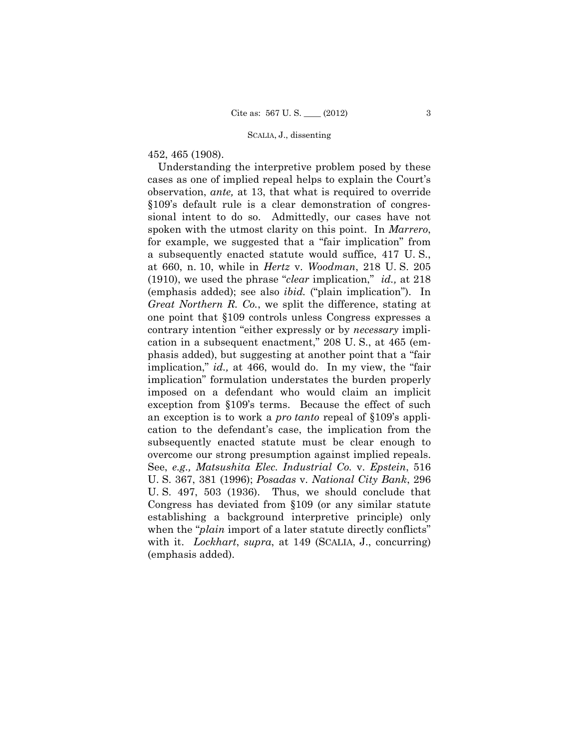452, 465 (1908).

Understanding the interpretive problem posed by these cases as one of implied repeal helps to explain the Court's observation, *ante,* at 13, that what is required to override §109's default rule is a clear demonstration of congressional intent to do so. Admittedly, our cases have not spoken with the utmost clarity on this point. In *Marrero*, for example, we suggested that a "fair implication" from a subsequently enacted statute would suffice, 417 U. S., at 660, n. 10, while in *Hertz* v. *Woodman*, 218 U. S. 205 (1910), we used the phrase "*clear* implication," *id.,* at 218 (emphasis added); see also *ibid.* ("plain implication"). In *Great Northern R. Co.*, we split the difference, stating at one point that §109 controls unless Congress expresses a contrary intention "either expressly or by *necessary* implication in a subsequent enactment," 208 U. S., at 465 (emphasis added), but suggesting at another point that a "fair implication," *id.,* at 466, would do. In my view, the "fair implication" formulation understates the burden properly imposed on a defendant who would claim an implicit exception from §109's terms. Because the effect of such an exception is to work a *pro tanto* repeal of §109's application to the defendant's case, the implication from the subsequently enacted statute must be clear enough to overcome our strong presumption against implied repeals. See, *e.g., Matsushita Elec. Industrial Co.* v. *Epstein*, 516 U. S. 367, 381 (1996); *Posadas* v. *National City Bank*, 296 U. S. 497, 503 (1936). Thus, we should conclude that Congress has deviated from §109 (or any similar statute establishing a background interpretive principle) only when the "*plain* import of a later statute directly conflicts" with it. *Lockhart*, *supra*, at 149 (SCALIA, J., concurring) (emphasis added).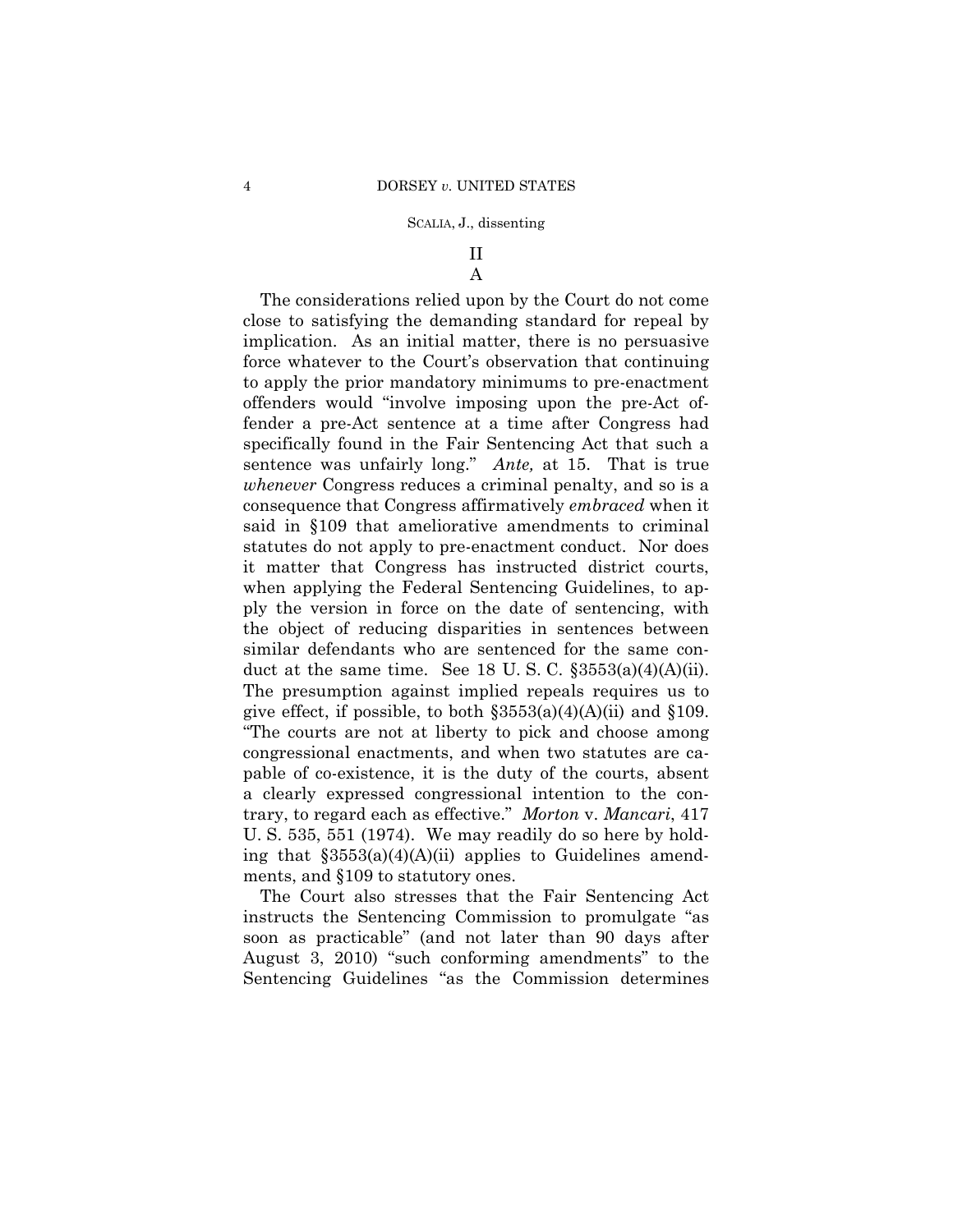## II

### A

The considerations relied upon by the Court do not come close to satisfying the demanding standard for repeal by implication. As an initial matter, there is no persuasive force whatever to the Court's observation that continuing to apply the prior mandatory minimums to pre-enactment offenders would "involve imposing upon the pre-Act offender a pre-Act sentence at a time after Congress had specifically found in the Fair Sentencing Act that such a sentence was unfairly long." *Ante,* at 15. That is true *whenever* Congress reduces a criminal penalty, and so is a consequence that Congress affirmatively *embraced* when it said in §109 that ameliorative amendments to criminal statutes do not apply to pre-enactment conduct. Nor does it matter that Congress has instructed district courts, when applying the Federal Sentencing Guidelines, to apply the version in force on the date of sentencing, with the object of reducing disparities in sentences between similar defendants who are sentenced for the same conduct at the same time. See 18 U. S. C. §3553(a)(4)(A)(ii). The presumption against implied repeals requires us to give effect, if possible, to both §3553(a)(4)(A)(ii) and §109. "The courts are not at liberty to pick and choose among congressional enactments, and when two statutes are capable of co-existence, it is the duty of the courts, absent a clearly expressed congressional intention to the contrary, to regard each as effective." *Morton* v. *Mancari*, 417 U. S. 535, 551 (1974). We may readily do so here by holding that §3553(a)(4)(A)(ii) applies to Guidelines amendments, and §109 to statutory ones.

The Court also stresses that the Fair Sentencing Act instructs the Sentencing Commission to promulgate "as soon as practicable" (and not later than 90 days after August 3, 2010) "such conforming amendments" to the Sentencing Guidelines "as the Commission determines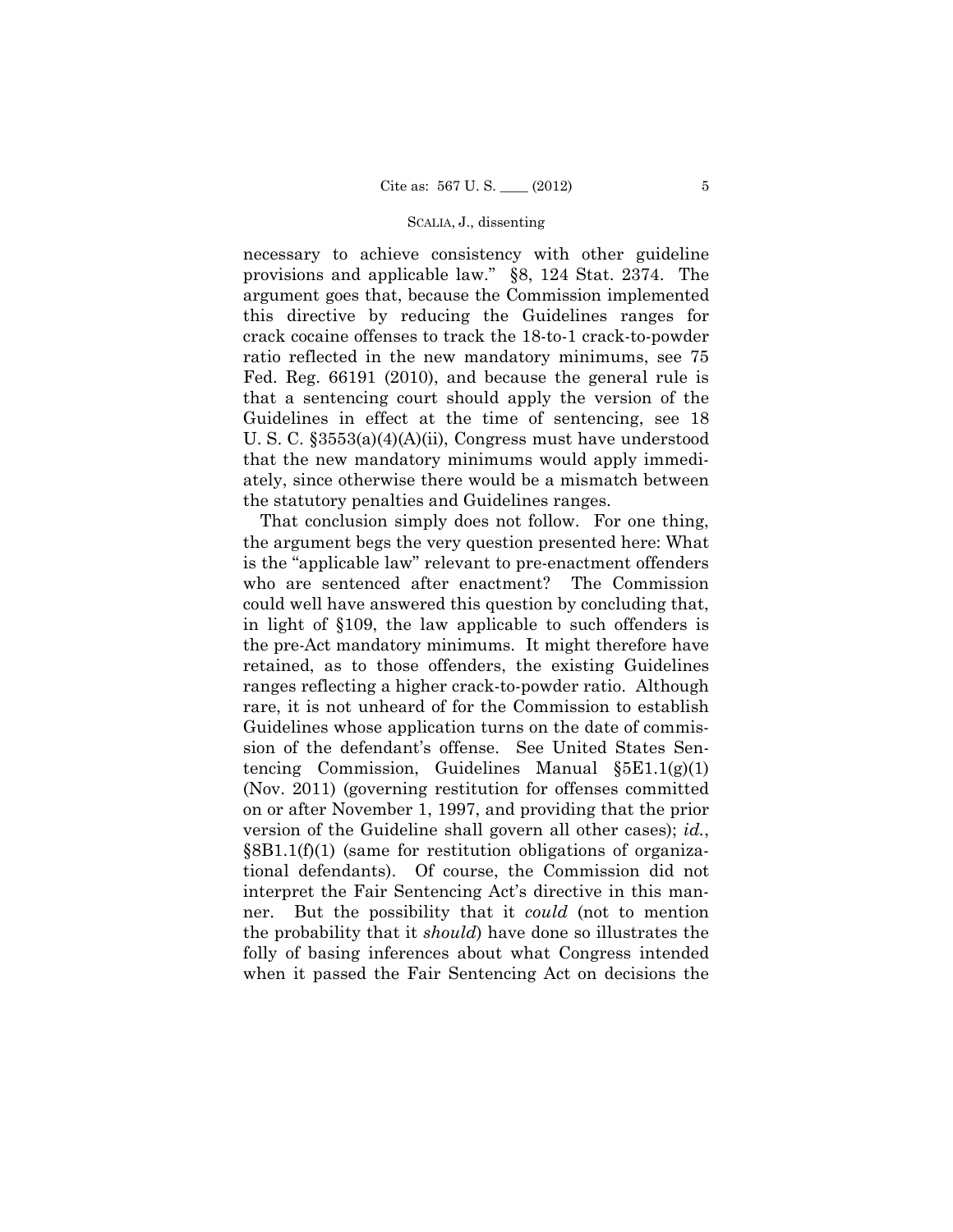necessary to achieve consistency with other guideline provisions and applicable law." §8, 124 Stat. 2374. The argument goes that, because the Commission implemented this directive by reducing the Guidelines ranges for crack cocaine offenses to track the 18-to-1 crack-to-powder ratio reflected in the new mandatory minimums, see 75 Fed. Reg. 66191 (2010), and because the general rule is that a sentencing court should apply the version of the Guidelines in effect at the time of sentencing, see 18 U. S. C. §3553(a)(4)(A)(ii), Congress must have understood that the new mandatory minimums would apply immediately, since otherwise there would be a mismatch between the statutory penalties and Guidelines ranges.

That conclusion simply does not follow. For one thing, the argument begs the very question presented here: What is the "applicable law" relevant to pre-enactment offenders who are sentenced after enactment? The Commission could well have answered this question by concluding that, in light of §109, the law applicable to such offenders is the pre-Act mandatory minimums. It might therefore have retained, as to those offenders, the existing Guidelines ranges reflecting a higher crack-to-powder ratio. Although rare, it is not unheard of for the Commission to establish Guidelines whose application turns on the date of commission of the defendant's offense. See United States Sentencing Commission, Guidelines Manual §5E1.1(g)(1) (Nov. 2011) (governing restitution for offenses committed on or after November 1, 1997, and providing that the prior version of the Guideline shall govern all other cases); *id.*, §8B1.1(f)(1) (same for restitution obligations of organizational defendants). Of course, the Commission did not interpret the Fair Sentencing Act's directive in this manner. But the possibility that it *could* (not to mention the probability that it *should*) have done so illustrates the folly of basing inferences about what Congress intended when it passed the Fair Sentencing Act on decisions the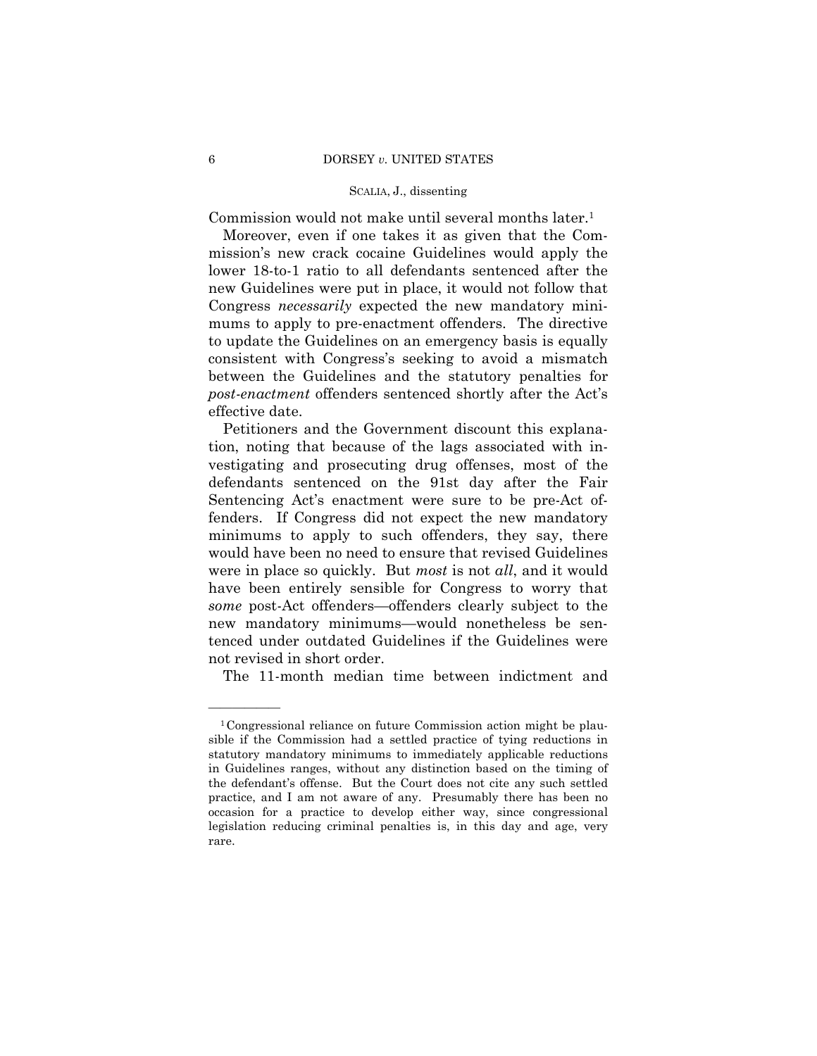Commission would not make until several months later.[1]

Moreover, even if one takes it as given that the Commission's new crack cocaine Guidelines would apply the lower 18-to-1 ratio to all defendants sentenced after the new Guidelines were put in place, it would not follow that Congress *necessarily* expected the new mandatory minimums to apply to pre-enactment offenders. The directive to update the Guidelines on an emergency basis is equally consistent with Congress's seeking to avoid a mismatch between the Guidelines and the statutory penalties for *post-enactment* offenders sentenced shortly after the Act's effective date.

Petitioners and the Government discount this explanation, noting that because of the lags associated with investigating and prosecuting drug offenses, most of the defendants sentenced on the 91st day after the Fair Sentencing Act's enactment were sure to be pre-Act offenders. If Congress did not expect the new mandatory minimums to apply to such offenders, they say, there would have been no need to ensure that revised Guidelines were in place so quickly. But *most* is not *all*, and it would have been entirely sensible for Congress to worry that *some* post-Act offenders—offenders clearly subject to the new mandatory minimums—would nonetheless be sentenced under outdated Guidelines if the Guidelines were not revised in short order.

The 11-month median time between indictment and

---

[1] Congressional reliance on future Commission action might be plausible if the Commission had a settled practice of tying reductions in statutory mandatory minimums to immediately applicable reductions in Guidelines ranges, without any distinction based on the timing of the defendant's offense. But the Court does not cite any such settled practice, and I am not aware of any. Presumably there has been no occasion for a practice to develop either way, since congressional legislation reducing criminal penalties is, in this day and age, very rare.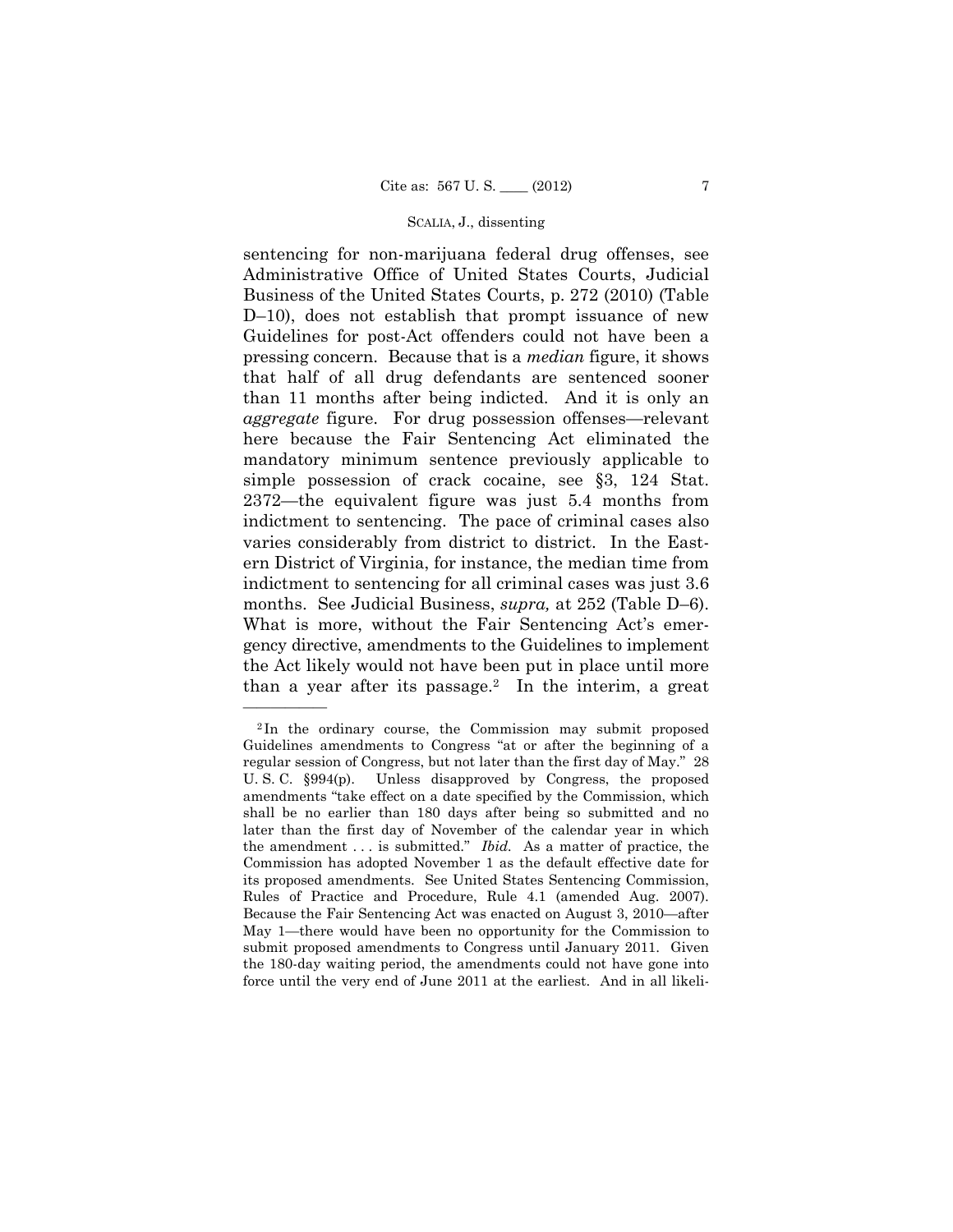sentencing for non-marijuana federal drug offenses, see Administrative Office of United States Courts, Judicial Business of the United States Courts, p. 272 (2010) (Table D–10), does not establish that prompt issuance of new Guidelines for post-Act offenders could not have been a pressing concern. Because that is a *median* figure, it shows that half of all drug defendants are sentenced sooner than 11 months after being indicted. And it is only an *aggregate* figure. For drug possession offenses—relevant here because the Fair Sentencing Act eliminated the mandatory minimum sentence previously applicable to simple possession of crack cocaine, see §3, 124 Stat. 2372—the equivalent figure was just 5.4 months from indictment to sentencing. The pace of criminal cases also varies considerably from district to district. In the Eastern District of Virginia, for instance, the median time from indictment to sentencing for all criminal cases was just 3.6 months. See Judicial Business, *supra,* at 252 (Table D–6). What is more, without the Fair Sentencing Act's emergency directive, amendments to the Guidelines to implement the Act likely would not have been put in place until more than a year after its passage.[2] In the interim, a great

---

[2] In the ordinary course, the Commission may submit proposed Guidelines amendments to Congress "at or after the beginning of a regular session of Congress, but not later than the first day of May." 28 U. S. C. §994(p). Unless disapproved by Congress, the proposed amendments "take effect on a date specified by the Commission, which shall be no earlier than 180 days after being so submitted and no later than the first day of November of the calendar year in which the amendment . . . is submitted." *Ibid.* As a matter of practice, the Commission has adopted November 1 as the default effective date for its proposed amendments. See United States Sentencing Commission, Rules of Practice and Procedure, Rule 4.1 (amended Aug. 2007). Because the Fair Sentencing Act was enacted on August 3, 2010—after May 1—there would have been no opportunity for the Commission to submit proposed amendments to Congress until January 2011. Given the 180-day waiting period, the amendments could not have gone into force until the very end of June 2011 at the earliest. And in all likeli-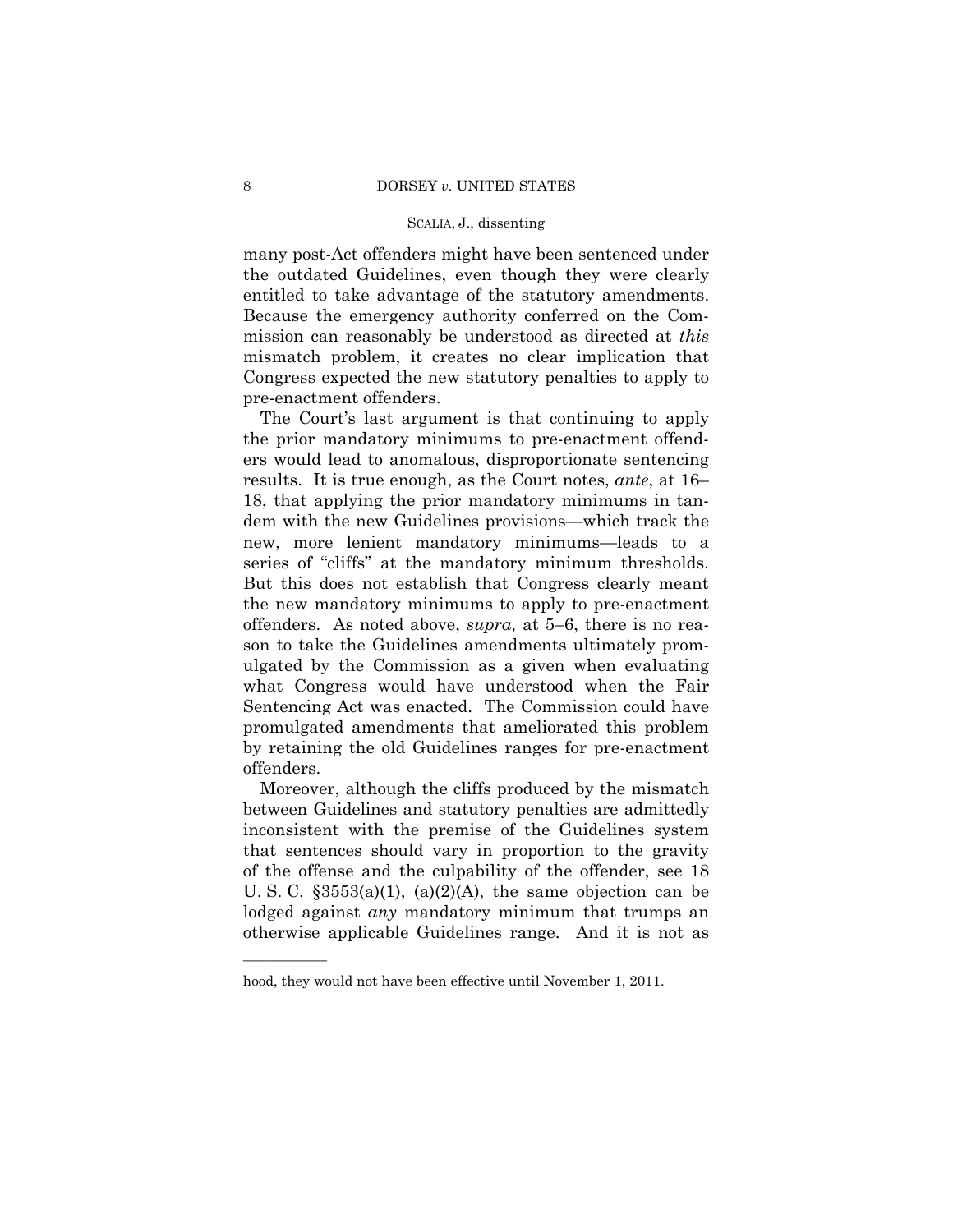many post-Act offenders might have been sentenced under the outdated Guidelines, even though they were clearly entitled to take advantage of the statutory amendments. Because the emergency authority conferred on the Commission can reasonably be understood as directed at *this* mismatch problem, it creates no clear implication that Congress expected the new statutory penalties to apply to pre-enactment offenders.

The Court's last argument is that continuing to apply the prior mandatory minimums to pre-enactment offenders would lead to anomalous, disproportionate sentencing results. It is true enough, as the Court notes, *ante*, at 16–18, that applying the prior mandatory minimums in tandem with the new Guidelines provisions—which track the new, more lenient mandatory minimums—leads to a series of "cliffs" at the mandatory minimum thresholds. But this does not establish that Congress clearly meant the new mandatory minimums to apply to pre-enactment offenders. As noted above, *supra,* at 5–6, there is no reason to take the Guidelines amendments ultimately promulgated by the Commission as a given when evaluating what Congress would have understood when the Fair Sentencing Act was enacted. The Commission could have promulgated amendments that ameliorated this problem by retaining the old Guidelines ranges for pre-enactment offenders.

Moreover, although the cliffs produced by the mismatch between Guidelines and statutory penalties are admittedly inconsistent with the premise of the Guidelines system that sentences should vary in proportion to the gravity of the offense and the culpability of the offender, see 18 U. S. C. §3553(a)(1), (a)(2)(A), the same objection can be lodged against *any* mandatory minimum that trumps an otherwise applicable Guidelines range. And it is not as

---

hood, they would not have been effective until November 1, 2011.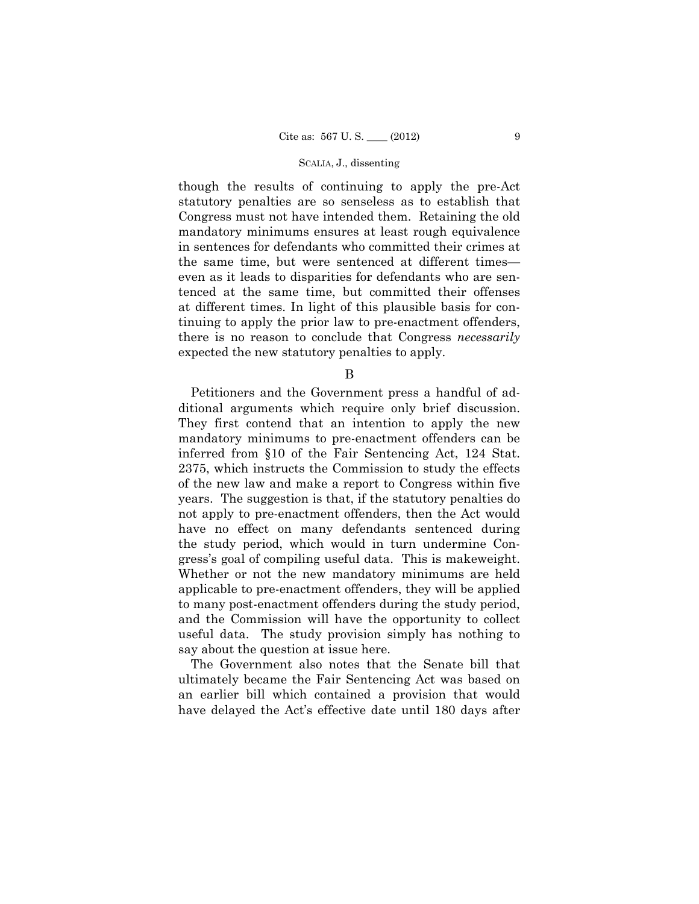though the results of continuing to apply the pre-Act statutory penalties are so senseless as to establish that Congress must not have intended them. Retaining the old mandatory minimums ensures at least rough equivalence in sentences for defendants who committed their crimes at the same time, but were sentenced at different times—even as it leads to disparities for defendants who are sentenced at the same time, but committed their offenses at different times. In light of this plausible basis for continuing to apply the prior law to pre-enactment offenders, there is no reason to conclude that Congress *necessarily* expected the new statutory penalties to apply.

B

Petitioners and the Government press a handful of additional arguments which require only brief discussion. They first contend that an intention to apply the new mandatory minimums to pre-enactment offenders can be inferred from §10 of the Fair Sentencing Act, 124 Stat. 2375, which instructs the Commission to study the effects of the new law and make a report to Congress within five years. The suggestion is that, if the statutory penalties do not apply to pre-enactment offenders, then the Act would have no effect on many defendants sentenced during the study period, which would in turn undermine Congress's goal of compiling useful data. This is makeweight. Whether or not the new mandatory minimums are held applicable to pre-enactment offenders, they will be applied to many post-enactment offenders during the study period, and the Commission will have the opportunity to collect useful data. The study provision simply has nothing to say about the question at issue here.

The Government also notes that the Senate bill that ultimately became the Fair Sentencing Act was based on an earlier bill which contained a provision that would have delayed the Act's effective date until 180 days after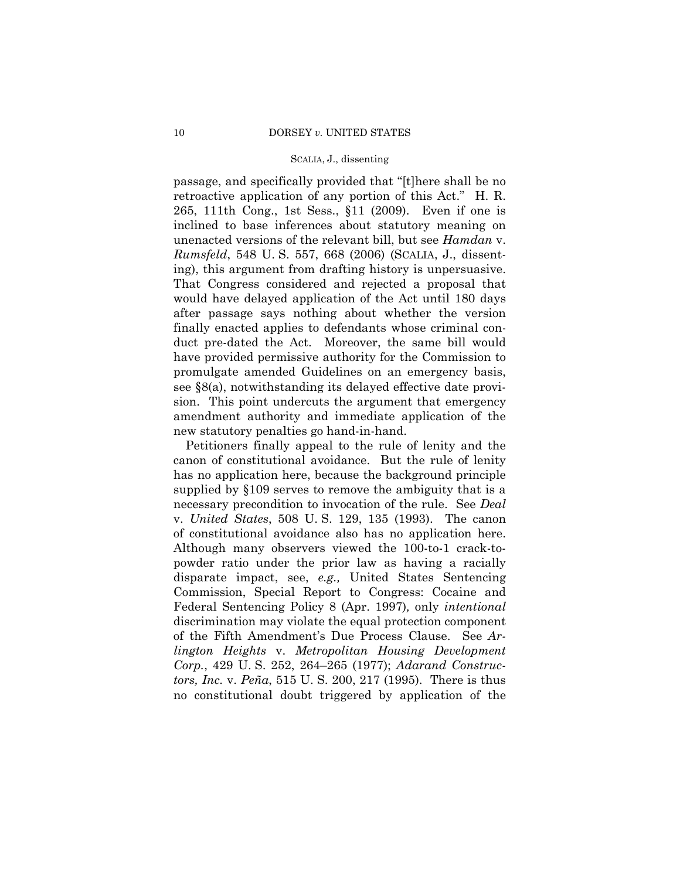passage, and specifically provided that "[t]here shall be no retroactive application of any portion of this Act." H. R. 265, 111th Cong., 1st Sess., §11 (2009). Even if one is inclined to base inferences about statutory meaning on unenacted versions of the relevant bill, but see *Hamdan* v. *Rumsfeld*, 548 U. S. 557, 668 (2006) (SCALIA, J., dissenting), this argument from drafting history is unpersuasive. That Congress considered and rejected a proposal that would have delayed application of the Act until 180 days after passage says nothing about whether the version finally enacted applies to defendants whose criminal conduct pre-dated the Act. Moreover, the same bill would have provided permissive authority for the Commission to promulgate amended Guidelines on an emergency basis, see §8(a), notwithstanding its delayed effective date provision. This point undercuts the argument that emergency amendment authority and immediate application of the new statutory penalties go hand-in-hand.

Petitioners finally appeal to the rule of lenity and the canon of constitutional avoidance. But the rule of lenity has no application here, because the background principle supplied by §109 serves to remove the ambiguity that is a necessary precondition to invocation of the rule. See *Deal* v. *United States*, 508 U. S. 129, 135 (1993). The canon of constitutional avoidance also has no application here. Although many observers viewed the 100-to-1 crack-to-powder ratio under the prior law as having a racially disparate impact, see, *e.g.,* United States Sentencing Commission, Special Report to Congress: Cocaine and Federal Sentencing Policy 8 (Apr. 1997)*,* only *intentional* discrimination may violate the equal protection component of the Fifth Amendment's Due Process Clause. See *Arlington Heights* v. *Metropolitan Housing Development Corp.*, 429 U. S. 252, 264–265 (1977); *Adarand Constructors, Inc.* v. *Peña*, 515 U. S. 200, 217 (1995). There is thus no constitutional doubt triggered by application of the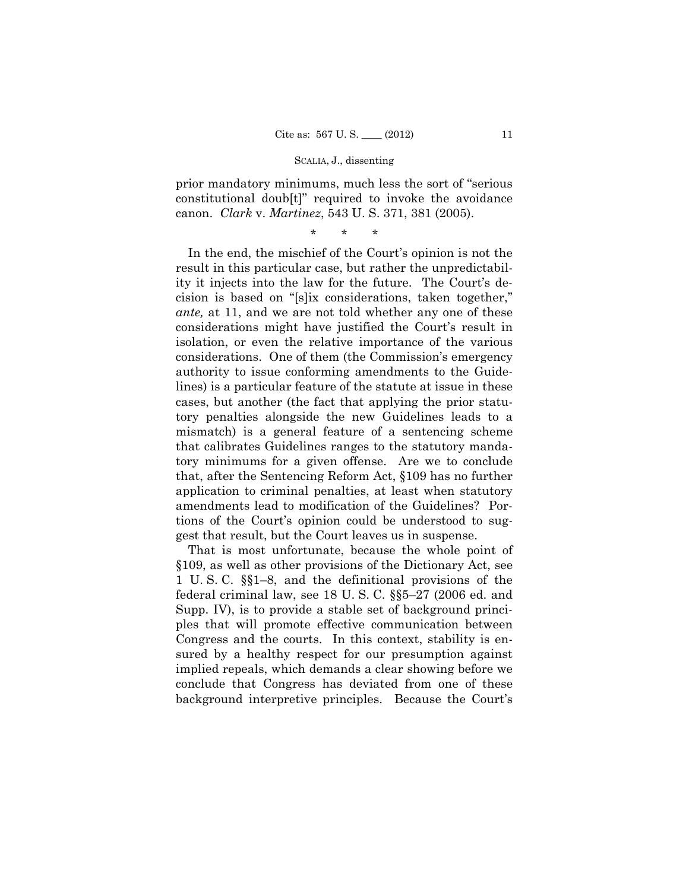prior mandatory minimums, much less the sort of "serious constitutional doub[t]" required to invoke the avoidance canon. *Clark* v. *Martinez*, 543 U. S. 371, 381 (2005).

\* \* \*

In the end, the mischief of the Court's opinion is not the result in this particular case, but rather the unpredictability it injects into the law for the future. The Court's decision is based on "[s]ix considerations, taken together," *ante,* at 11, and we are not told whether any one of these considerations might have justified the Court's result in isolation, or even the relative importance of the various considerations. One of them (the Commission's emergency authority to issue conforming amendments to the Guidelines) is a particular feature of the statute at issue in these cases, but another (the fact that applying the prior statutory penalties alongside the new Guidelines leads to a mismatch) is a general feature of a sentencing scheme that calibrates Guidelines ranges to the statutory mandatory minimums for a given offense. Are we to conclude that, after the Sentencing Reform Act, §109 has no further application to criminal penalties, at least when statutory amendments lead to modification of the Guidelines? Portions of the Court's opinion could be understood to suggest that result, but the Court leaves us in suspense.

That is most unfortunate, because the whole point of §109, as well as other provisions of the Dictionary Act, see 1 U. S. C. §§1–8, and the definitional provisions of the federal criminal law, see 18 U. S. C. §§5–27 (2006 ed. and Supp. IV), is to provide a stable set of background principles that will promote effective communication between Congress and the courts. In this context, stability is ensured by a healthy respect for our presumption against implied repeals, which demands a clear showing before we conclude that Congress has deviated from one of these background interpretive principles. Because the Court's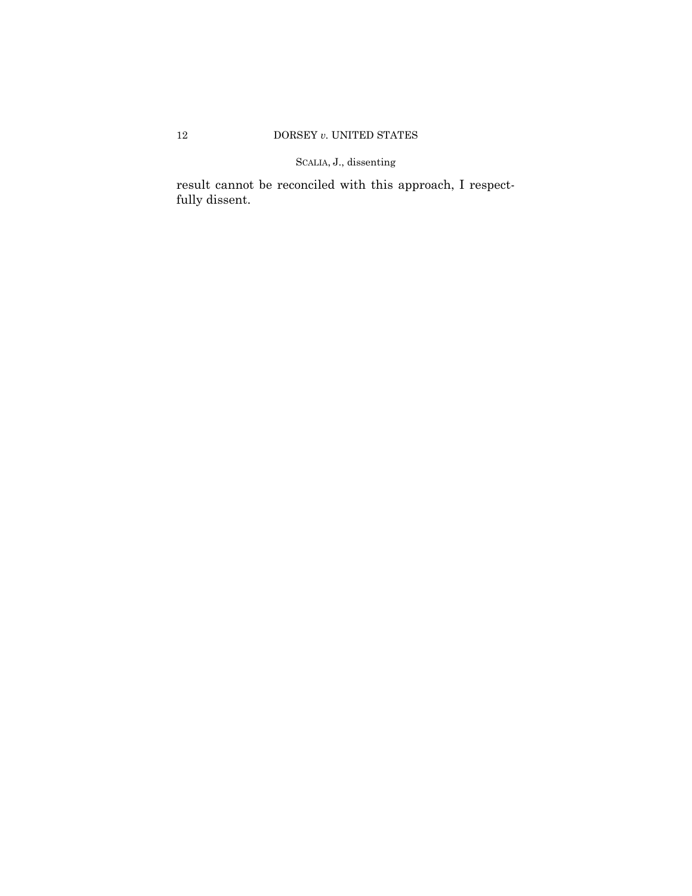result cannot be reconciled with this approach, I respectfully dissent.